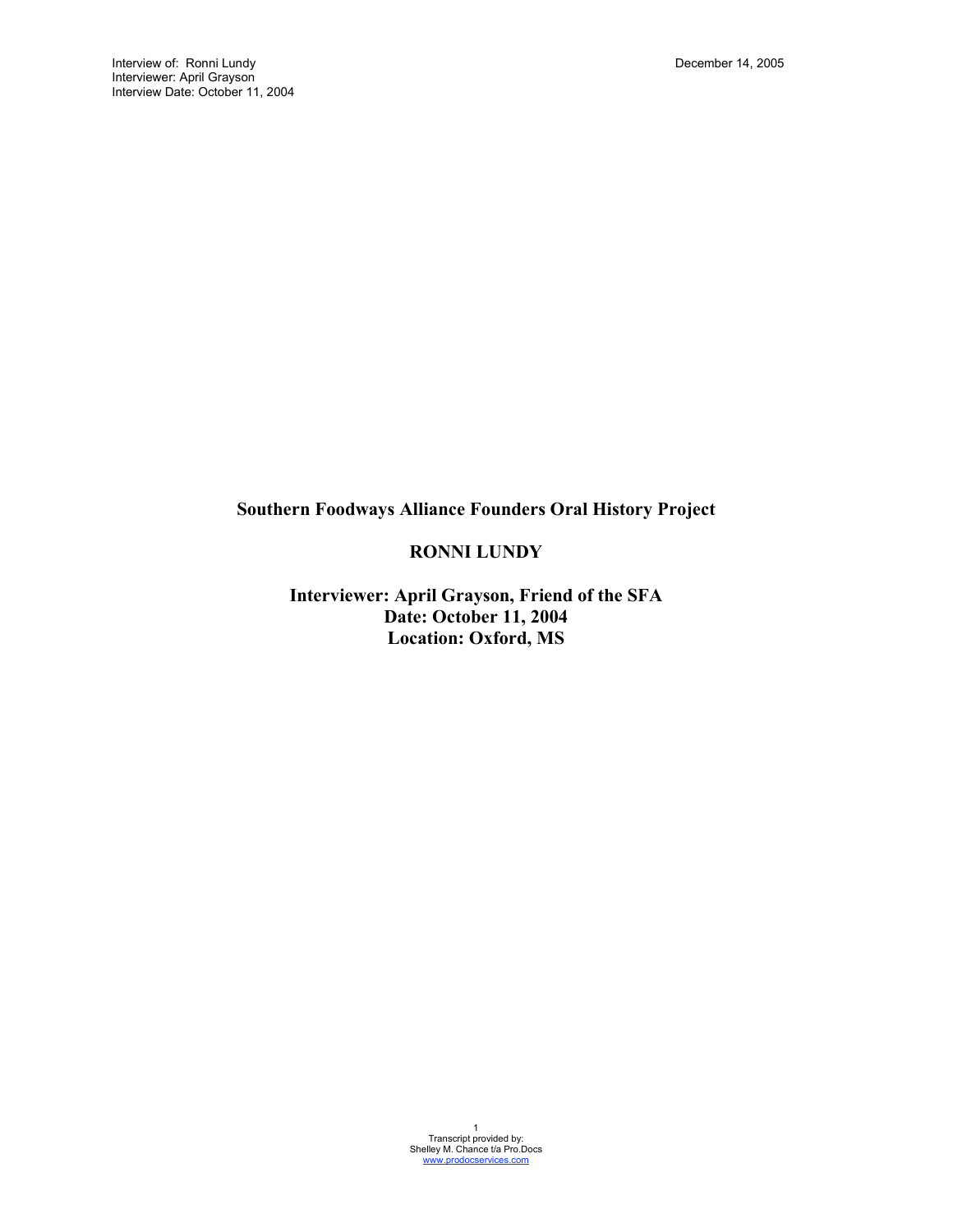# Southern Foodways Alliance Founders Oral History Project

## RONNI LUNDY

### Interviewer: April Grayson, Friend of the SFA
### Date: October 11, 2004
### Location: Oxford, MS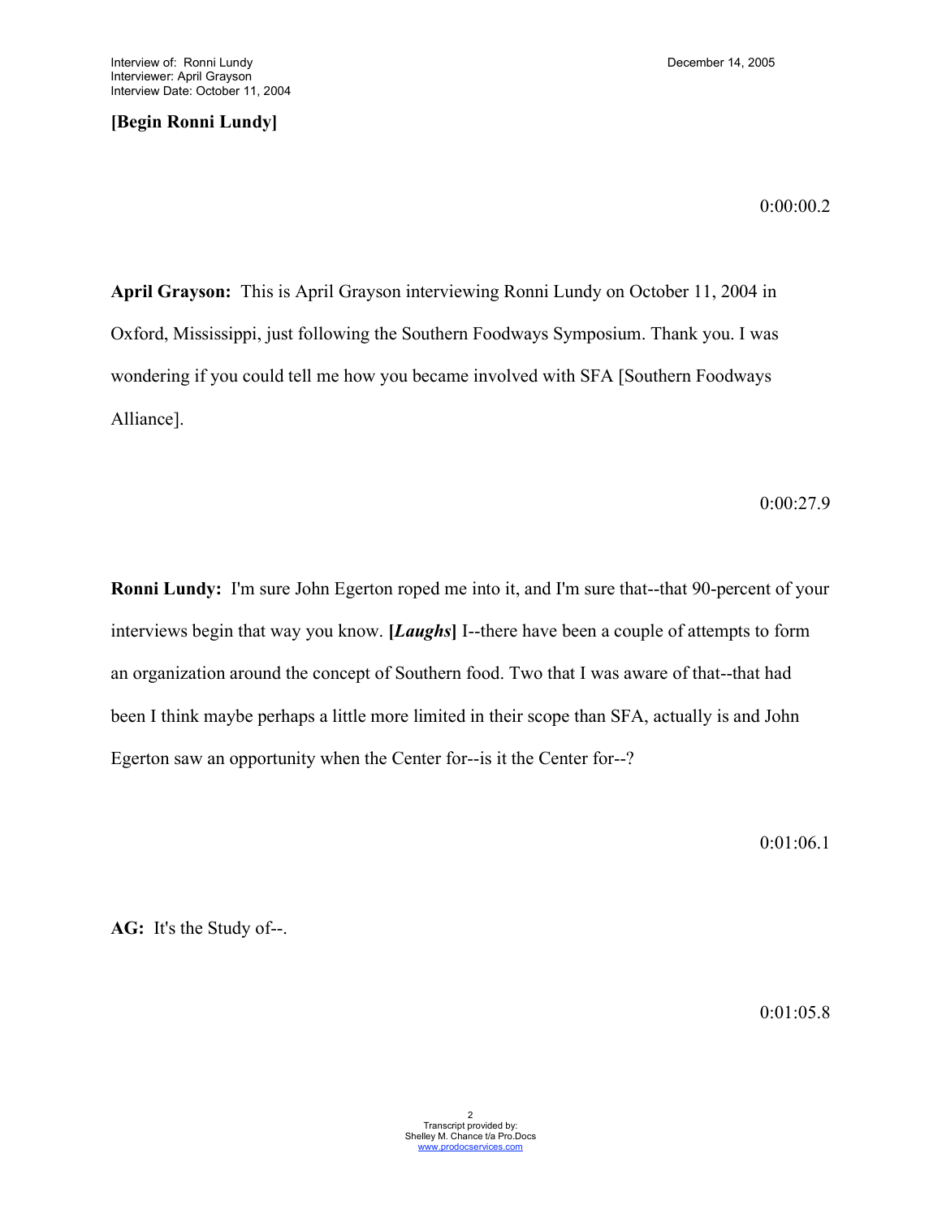**[Begin Ronni Lundy]**

0:00:00.2

**April Grayson:** This is April Grayson interviewing Ronni Lundy on October 11, 2004 in Oxford, Mississippi, just following the Southern Foodways Symposium. Thank you. I was wondering if you could tell me how you became involved with SFA [Southern Foodways Alliance].

0:00:27.9

**Ronni Lundy:** I'm sure John Egerton roped me into it, and I'm sure that--that 90-percent of your interviews begin that way you know. **[*Laughs*]** I--there have been a couple of attempts to form an organization around the concept of Southern food. Two that I was aware of that--that had been I think maybe perhaps a little more limited in their scope than SFA, actually is and John Egerton saw an opportunity when the Center for--is it the Center for--?

0:01:06.1

**AG:** It's the Study of--.

0:01:05.8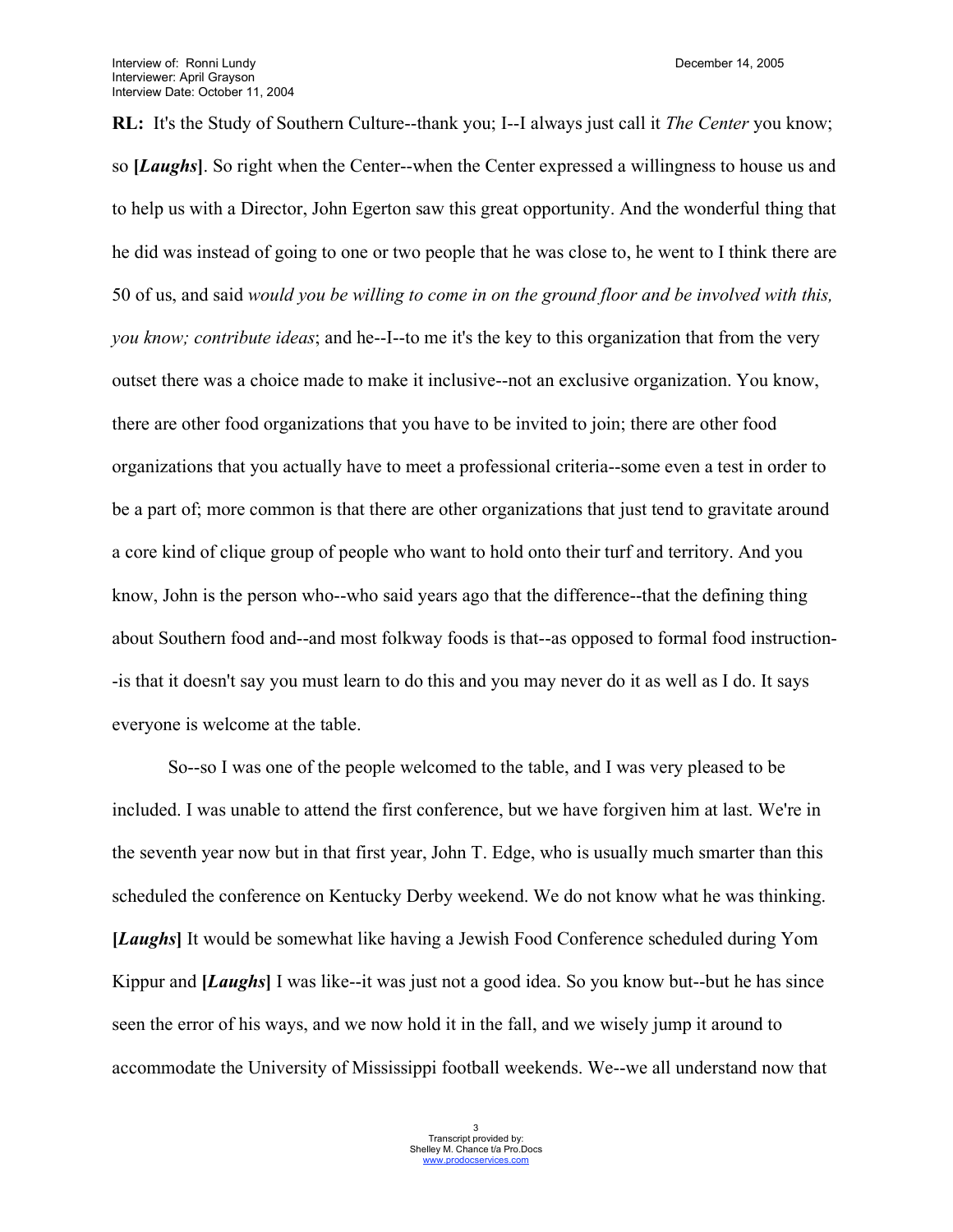**RL:** It's the Study of Southern Culture--thank you; I--I always just call it *The Center* you know; so **[*Laughs*]**. So right when the Center--when the Center expressed a willingness to house us and to help us with a Director, John Egerton saw this great opportunity. And the wonderful thing that he did was instead of going to one or two people that he was close to, he went to I think there are 50 of us, and said *would you be willing to come in on the ground floor and be involved with this, you know; contribute ideas*; and he--I--to me it's the key to this organization that from the very outset there was a choice made to make it inclusive--not an exclusive organization. You know, there are other food organizations that you have to be invited to join; there are other food organizations that you actually have to meet a professional criteria--some even a test in order to be a part of; more common is that there are other organizations that just tend to gravitate around a core kind of clique group of people who want to hold onto their turf and territory. And you know, John is the person who--who said years ago that the difference--that the defining thing about Southern food and--and most folkway foods is that--as opposed to formal food instruction--is that it doesn't say you must learn to do this and you may never do it as well as I do. It says everyone is welcome at the table.

So--so I was one of the people welcomed to the table, and I was very pleased to be included. I was unable to attend the first conference, but we have forgiven him at last. We're in the seventh year now but in that first year, John T. Edge, who is usually much smarter than this scheduled the conference on Kentucky Derby weekend. We do not know what he was thinking. **[*Laughs*]** It would be somewhat like having a Jewish Food Conference scheduled during Yom Kippur and **[*Laughs*]** I was like--it was just not a good idea. So you know but--but he has since seen the error of his ways, and we now hold it in the fall, and we wisely jump it around to accommodate the University of Mississippi football weekends. We--we all understand now that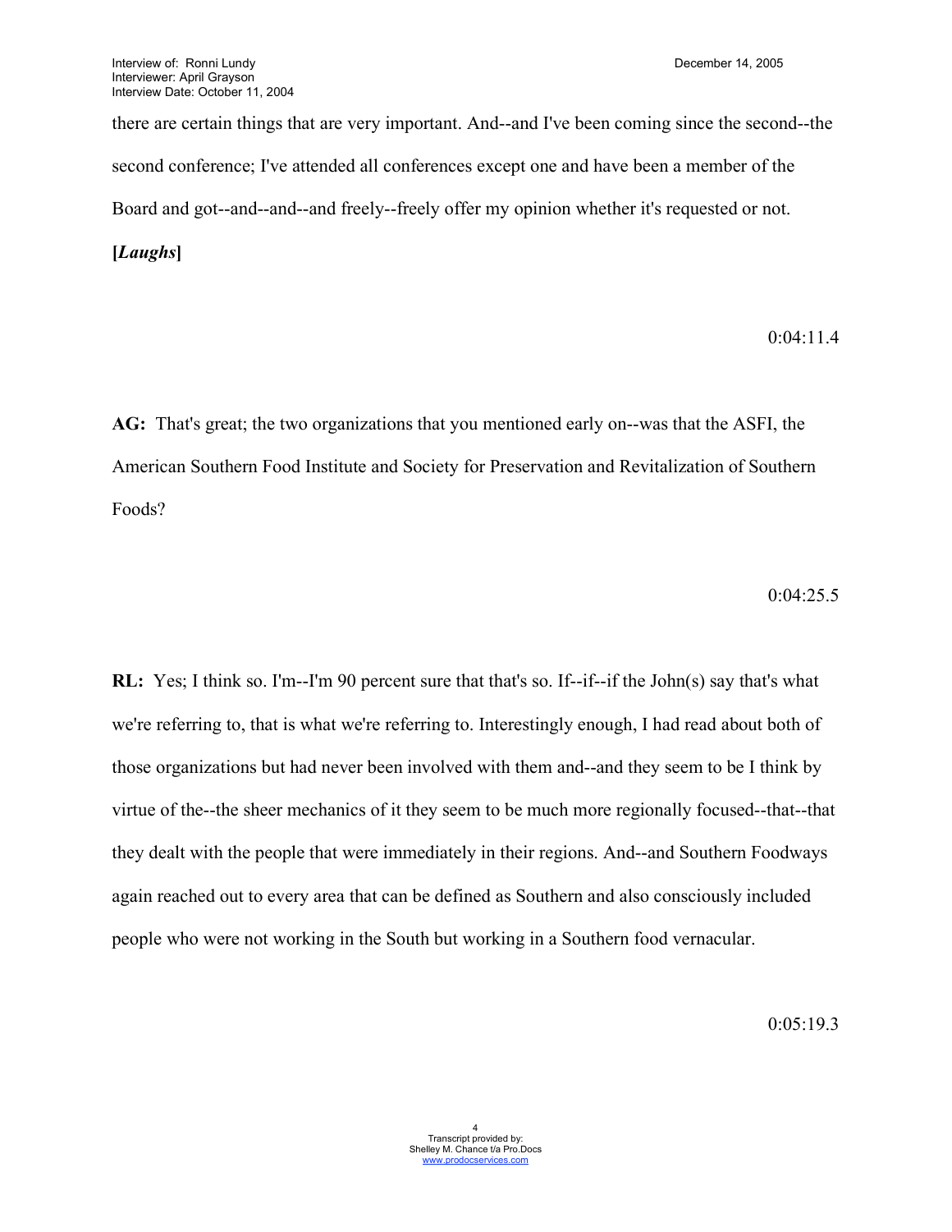there are certain things that are very important. And--and I've been coming since the second--the second conference; I've attended all conferences except one and have been a member of the Board and got--and--and--and freely--freely offer my opinion whether it's requested or not.

**[*Laughs*]**

0:04:11.4

**AG:** That's great; the two organizations that you mentioned early on--was that the ASFI, the American Southern Food Institute and Society for Preservation and Revitalization of Southern Foods?

0:04:25.5

**RL:** Yes; I think so. I'm--I'm 90 percent sure that that's so. If--if--if the John(s) say that's what we're referring to, that is what we're referring to. Interestingly enough, I had read about both of those organizations but had never been involved with them and--and they seem to be I think by virtue of the--the sheer mechanics of it they seem to be much more regionally focused--that--that they dealt with the people that were immediately in their regions. And--and Southern Foodways again reached out to every area that can be defined as Southern and also consciously included people who were not working in the South but working in a Southern food vernacular.

0:05:19.3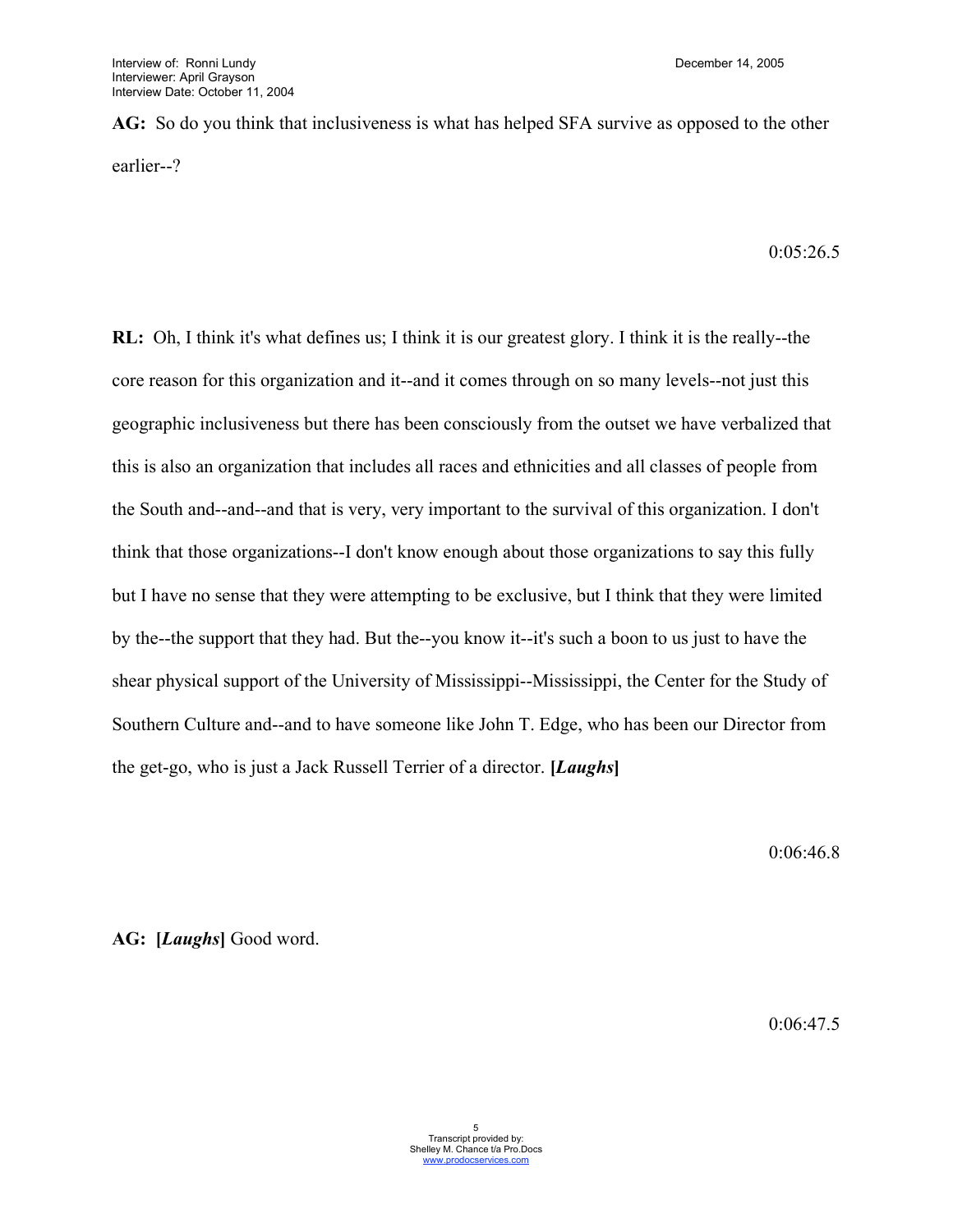**AG:** So do you think that inclusiveness is what has helped SFA survive as opposed to the other earlier--?

0:05:26.5

**RL:** Oh, I think it's what defines us; I think it is our greatest glory. I think it is the really--the core reason for this organization and it--and it comes through on so many levels--not just this geographic inclusiveness but there has been consciously from the outset we have verbalized that this is also an organization that includes all races and ethnicities and all classes of people from the South and--and--and that is very, very important to the survival of this organization. I don't think that those organizations--I don't know enough about those organizations to say this fully but I have no sense that they were attempting to be exclusive, but I think that they were limited by the--the support that they had. But the--you know it--it's such a boon to us just to have the shear physical support of the University of Mississippi--Mississippi, the Center for the Study of Southern Culture and--and to have someone like John T. Edge, who has been our Director from the get-go, who is just a Jack Russell Terrier of a director. **[*Laughs*]**

0:06:46.8

**AG:** **[*Laughs*]** Good word.

0:06:47.5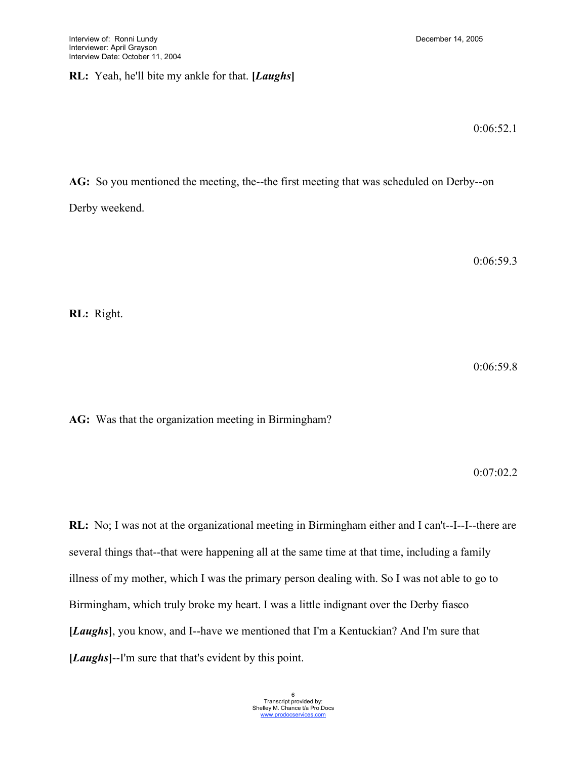**RL:** Yeah, he'll bite my ankle for that. **[*Laughs*]**

0:06:52.1

**AG:** So you mentioned the meeting, the--the first meeting that was scheduled on Derby--on Derby weekend.

0:06:59.3

**RL:** Right.

0:06:59.8

**AG:** Was that the organization meeting in Birmingham?

0:07:02.2

**RL:** No; I was not at the organizational meeting in Birmingham either and I can't--I--I--there are several things that--that were happening all at the same time at that time, including a family illness of my mother, which I was the primary person dealing with. So I was not able to go to Birmingham, which truly broke my heart. I was a little indignant over the Derby fiasco **[*Laughs*]**, you know, and I--have we mentioned that I'm a Kentuckian? And I'm sure that **[*Laughs*]**--I'm sure that that's evident by this point.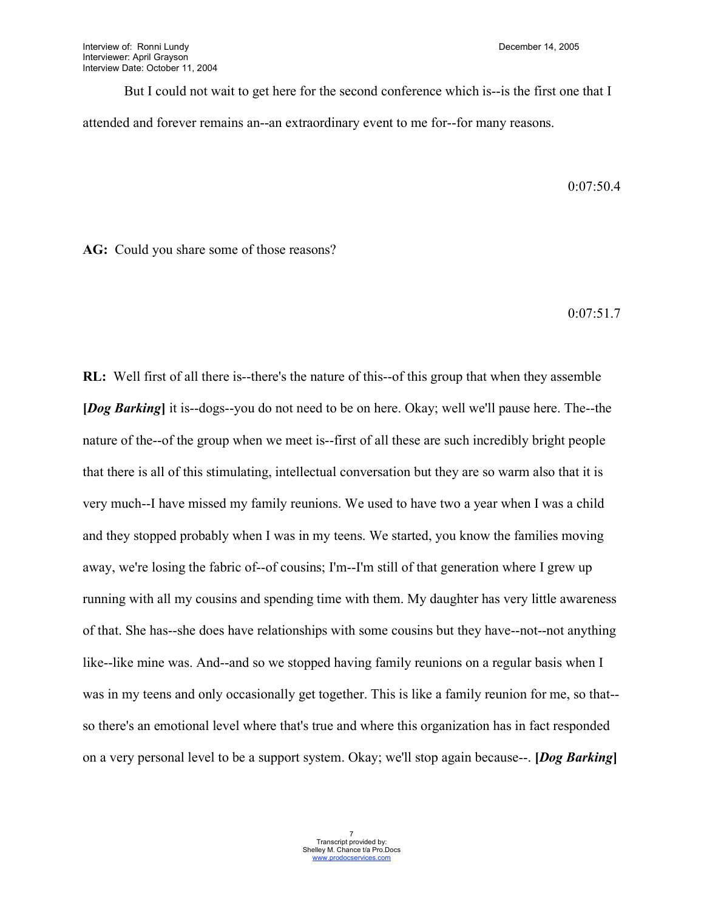But I could not wait to get here for the second conference which is--is the first one that I attended and forever remains an--an extraordinary event to me for--for many reasons.

0:07:50.4

**AG:** Could you share some of those reasons?

0:07:51.7

**RL:** Well first of all there is--there's the nature of this--of this group that when they assemble **[*Dog Barking*]** it is--dogs--you do not need to be on here. Okay; well we'll pause here. The--the nature of the--of the group when we meet is--first of all these are such incredibly bright people that there is all of this stimulating, intellectual conversation but they are so warm also that it is very much--I have missed my family reunions. We used to have two a year when I was a child and they stopped probably when I was in my teens. We started, you know the families moving away, we're losing the fabric of--of cousins; I'm--I'm still of that generation where I grew up running with all my cousins and spending time with them. My daughter has very little awareness of that. She has--she does have relationships with some cousins but they have--not--not anything like--like mine was. And--and so we stopped having family reunions on a regular basis when I was in my teens and only occasionally get together. This is like a family reunion for me, so that--so there's an emotional level where that's true and where this organization has in fact responded on a very personal level to be a support system. Okay; we'll stop again because--. **[*Dog Barking*]**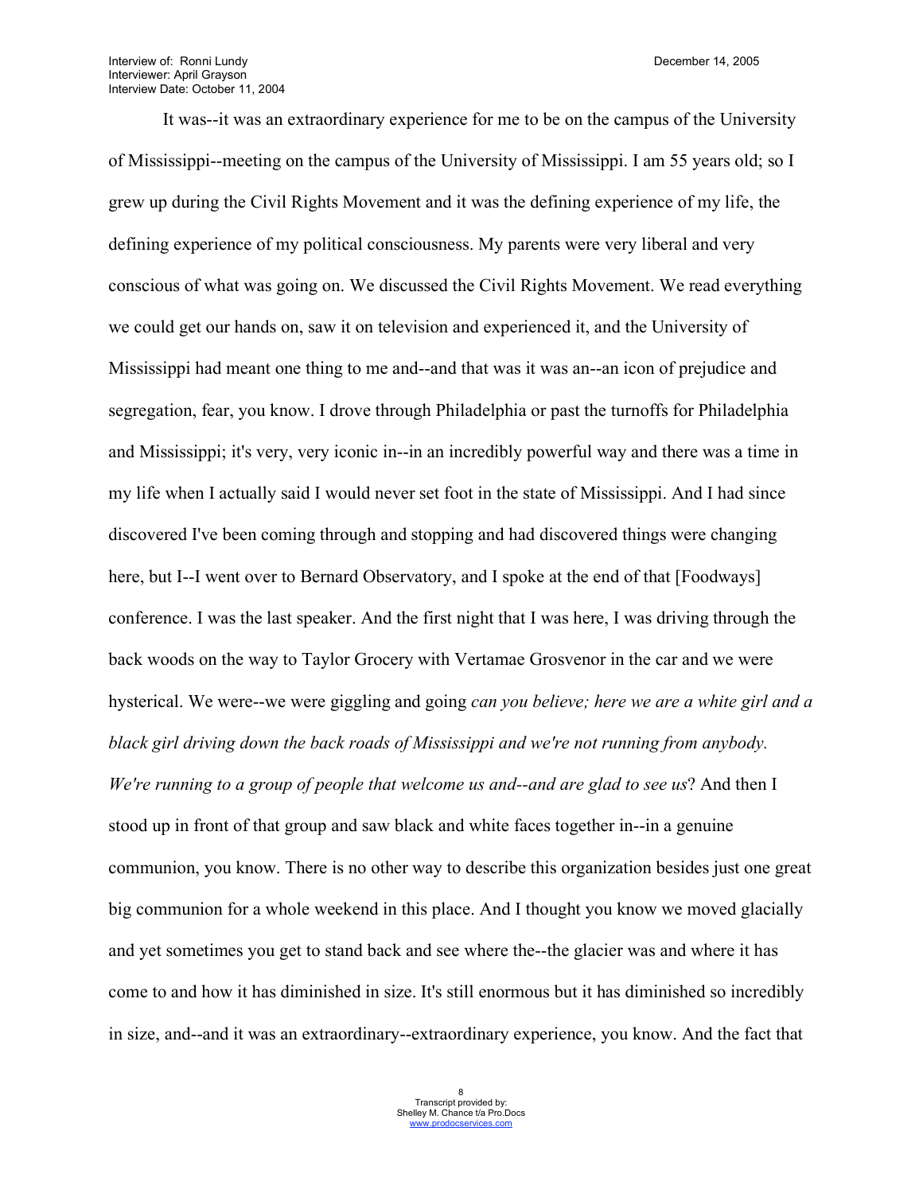It was--it was an extraordinary experience for me to be on the campus of the University of Mississippi--meeting on the campus of the University of Mississippi. I am 55 years old; so I grew up during the Civil Rights Movement and it was the defining experience of my life, the defining experience of my political consciousness. My parents were very liberal and very conscious of what was going on. We discussed the Civil Rights Movement. We read everything we could get our hands on, saw it on television and experienced it, and the University of Mississippi had meant one thing to me and--and that was it was an--an icon of prejudice and segregation, fear, you know. I drove through Philadelphia or past the turnoffs for Philadelphia and Mississippi; it's very, very iconic in--in an incredibly powerful way and there was a time in my life when I actually said I would never set foot in the state of Mississippi. And I had since discovered I've been coming through and stopping and had discovered things were changing here, but I--I went over to Bernard Observatory, and I spoke at the end of that [Foodways] conference. I was the last speaker. And the first night that I was here, I was driving through the back woods on the way to Taylor Grocery with Vertamae Grosvenor in the car and we were hysterical. We were--we were giggling and going *can you believe; here we are a white girl and a black girl driving down the back roads of Mississippi and we're not running from anybody. We're running to a group of people that welcome us and--and are glad to see us*? And then I stood up in front of that group and saw black and white faces together in--in a genuine communion, you know. There is no other way to describe this organization besides just one great big communion for a whole weekend in this place. And I thought you know we moved glacially and yet sometimes you get to stand back and see where the--the glacier was and where it has come to and how it has diminished in size. It's still enormous but it has diminished so incredibly in size, and--and it was an extraordinary--extraordinary experience, you know. And the fact that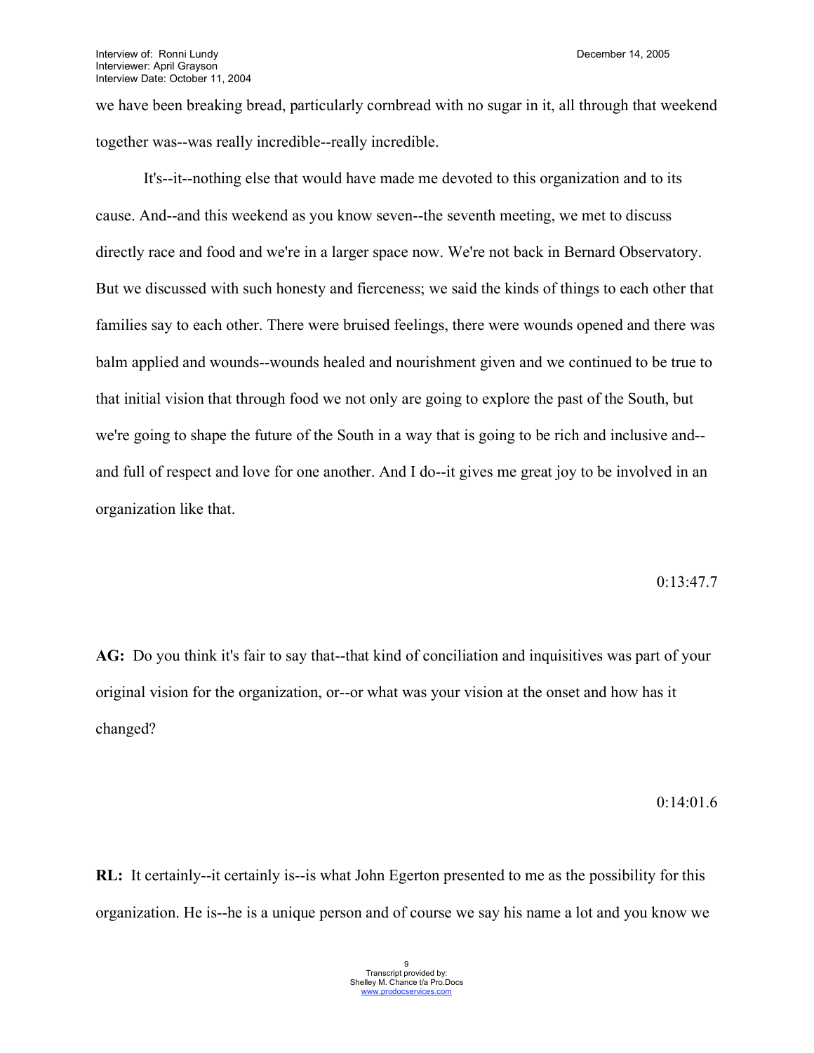we have been breaking bread, particularly cornbread with no sugar in it, all through that weekend together was--was really incredible--really incredible.

It's--it--nothing else that would have made me devoted to this organization and to its cause. And--and this weekend as you know seven--the seventh meeting, we met to discuss directly race and food and we're in a larger space now. We're not back in Bernard Observatory. But we discussed with such honesty and fierceness; we said the kinds of things to each other that families say to each other. There were bruised feelings, there were wounds opened and there was balm applied and wounds--wounds healed and nourishment given and we continued to be true to that initial vision that through food we not only are going to explore the past of the South, but we're going to shape the future of the South in a way that is going to be rich and inclusive and--and full of respect and love for one another. And I do--it gives me great joy to be involved in an organization like that.

0:13:47.7

**AG:** Do you think it's fair to say that--that kind of conciliation and inquisitives was part of your original vision for the organization, or--or what was your vision at the onset and how has it changed?

0:14:01.6

**RL:** It certainly--it certainly is--is what John Egerton presented to me as the possibility for this organization. He is--he is a unique person and of course we say his name a lot and you know we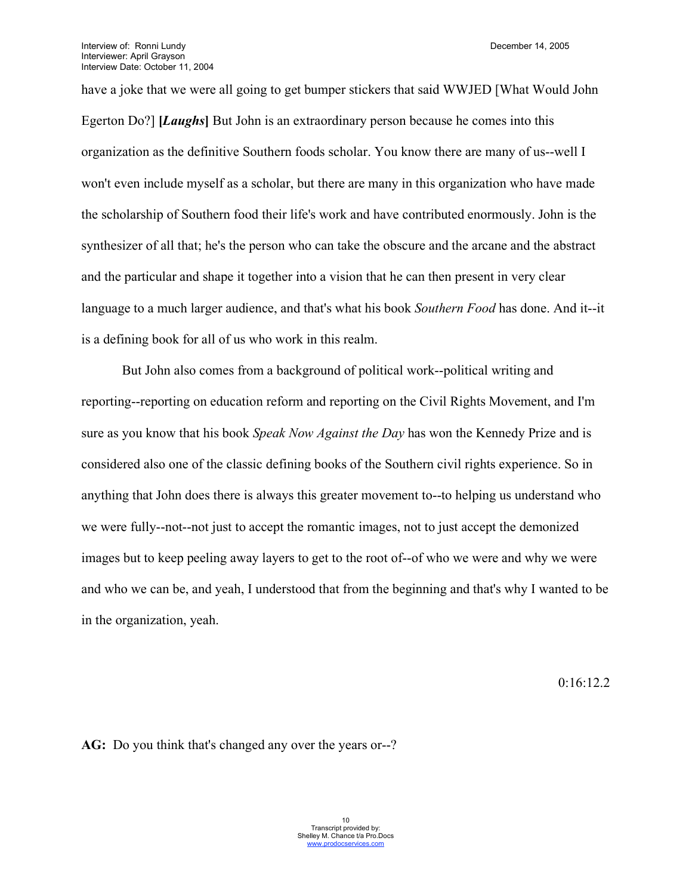have a joke that we were all going to get bumper stickers that said WWJED [What Would John Egerton Do?] **[*Laughs*]** But John is an extraordinary person because he comes into this organization as the definitive Southern foods scholar. You know there are many of us--well I won't even include myself as a scholar, but there are many in this organization who have made the scholarship of Southern food their life's work and have contributed enormously. John is the synthesizer of all that; he's the person who can take the obscure and the arcane and the abstract and the particular and shape it together into a vision that he can then present in very clear language to a much larger audience, and that's what his book *Southern Food* has done. And it--it is a defining book for all of us who work in this realm.

But John also comes from a background of political work--political writing and reporting--reporting on education reform and reporting on the Civil Rights Movement, and I'm sure as you know that his book *Speak Now Against the Day* has won the Kennedy Prize and is considered also one of the classic defining books of the Southern civil rights experience. So in anything that John does there is always this greater movement to--to helping us understand who we were fully--not--not just to accept the romantic images, not to just accept the demonized images but to keep peeling away layers to get to the root of--of who we were and why we were and who we can be, and yeah, I understood that from the beginning and that's why I wanted to be in the organization, yeah.

0:16:12.2

**AG:** Do you think that's changed any over the years or--?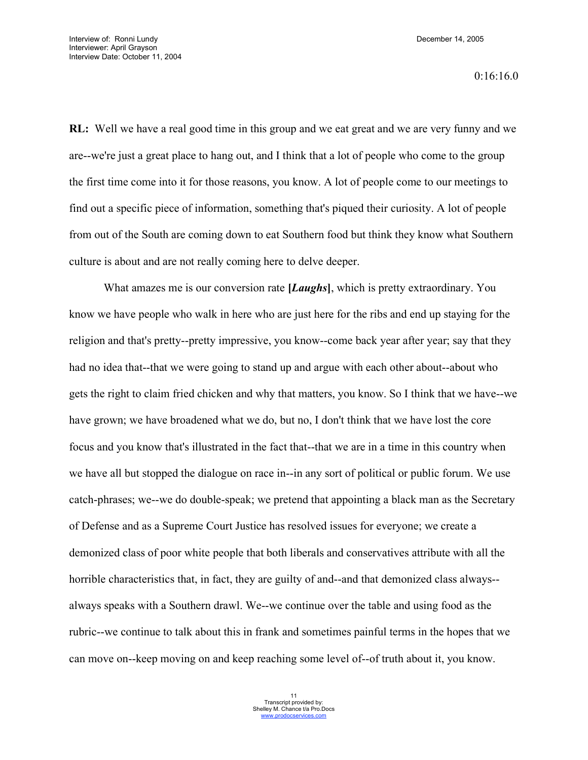0:16:16.0

**RL:** Well we have a real good time in this group and we eat great and we are very funny and we are--we're just a great place to hang out, and I think that a lot of people who come to the group the first time come into it for those reasons, you know. A lot of people come to our meetings to find out a specific piece of information, something that's piqued their curiosity. A lot of people from out of the South are coming down to eat Southern food but think they know what Southern culture is about and are not really coming here to delve deeper.

What amazes me is our conversion rate **[*Laughs*]**, which is pretty extraordinary. You know we have people who walk in here who are just here for the ribs and end up staying for the religion and that's pretty--pretty impressive, you know--come back year after year; say that they had no idea that--that we were going to stand up and argue with each other about--about who gets the right to claim fried chicken and why that matters, you know. So I think that we have--we have grown; we have broadened what we do, but no, I don't think that we have lost the core focus and you know that's illustrated in the fact that--that we are in a time in this country when we have all but stopped the dialogue on race in--in any sort of political or public forum. We use catch-phrases; we--we do double-speak; we pretend that appointing a black man as the Secretary of Defense and as a Supreme Court Justice has resolved issues for everyone; we create a demonized class of poor white people that both liberals and conservatives attribute with all the horrible characteristics that, in fact, they are guilty of and--and that demonized class always--always speaks with a Southern drawl. We--we continue over the table and using food as the rubric--we continue to talk about this in frank and sometimes painful terms in the hopes that we can move on--keep moving on and keep reaching some level of--of truth about it, you know.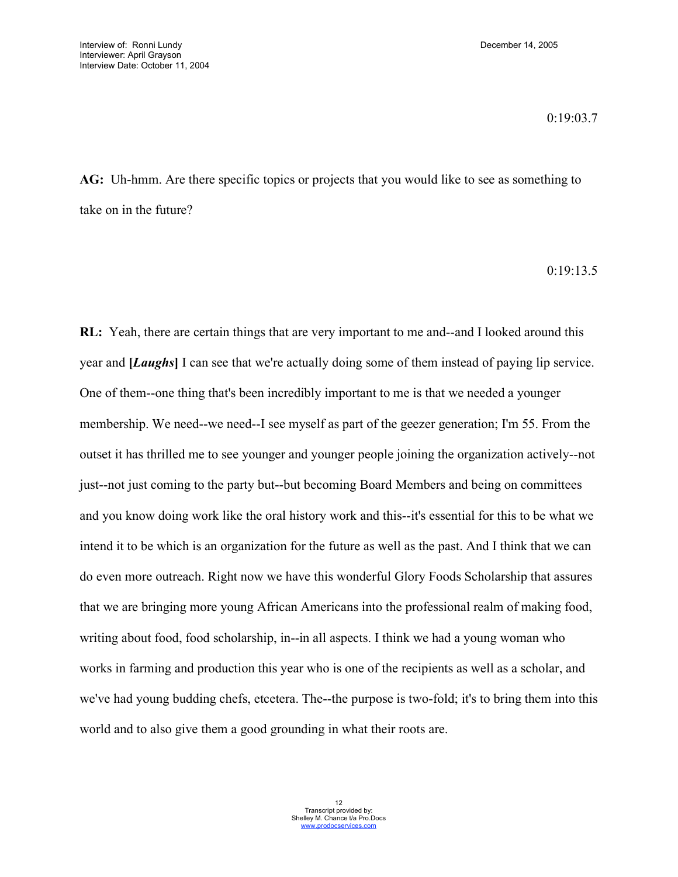0:19:03.7

**AG:** Uh-hmm. Are there specific topics or projects that you would like to see as something to take on in the future?

0:19:13.5

**RL:** Yeah, there are certain things that are very important to me and--and I looked around this year and **[*Laughs*]** I can see that we're actually doing some of them instead of paying lip service. One of them--one thing that's been incredibly important to me is that we needed a younger membership. We need--we need--I see myself as part of the geezer generation; I'm 55. From the outset it has thrilled me to see younger and younger people joining the organization actively--not just--not just coming to the party but--but becoming Board Members and being on committees and you know doing work like the oral history work and this--it's essential for this to be what we intend it to be which is an organization for the future as well as the past. And I think that we can do even more outreach. Right now we have this wonderful Glory Foods Scholarship that assures that we are bringing more young African Americans into the professional realm of making food, writing about food, food scholarship, in--in all aspects. I think we had a young woman who works in farming and production this year who is one of the recipients as well as a scholar, and we've had young budding chefs, etcetera. The--the purpose is two-fold; it's to bring them into this world and to also give them a good grounding in what their roots are.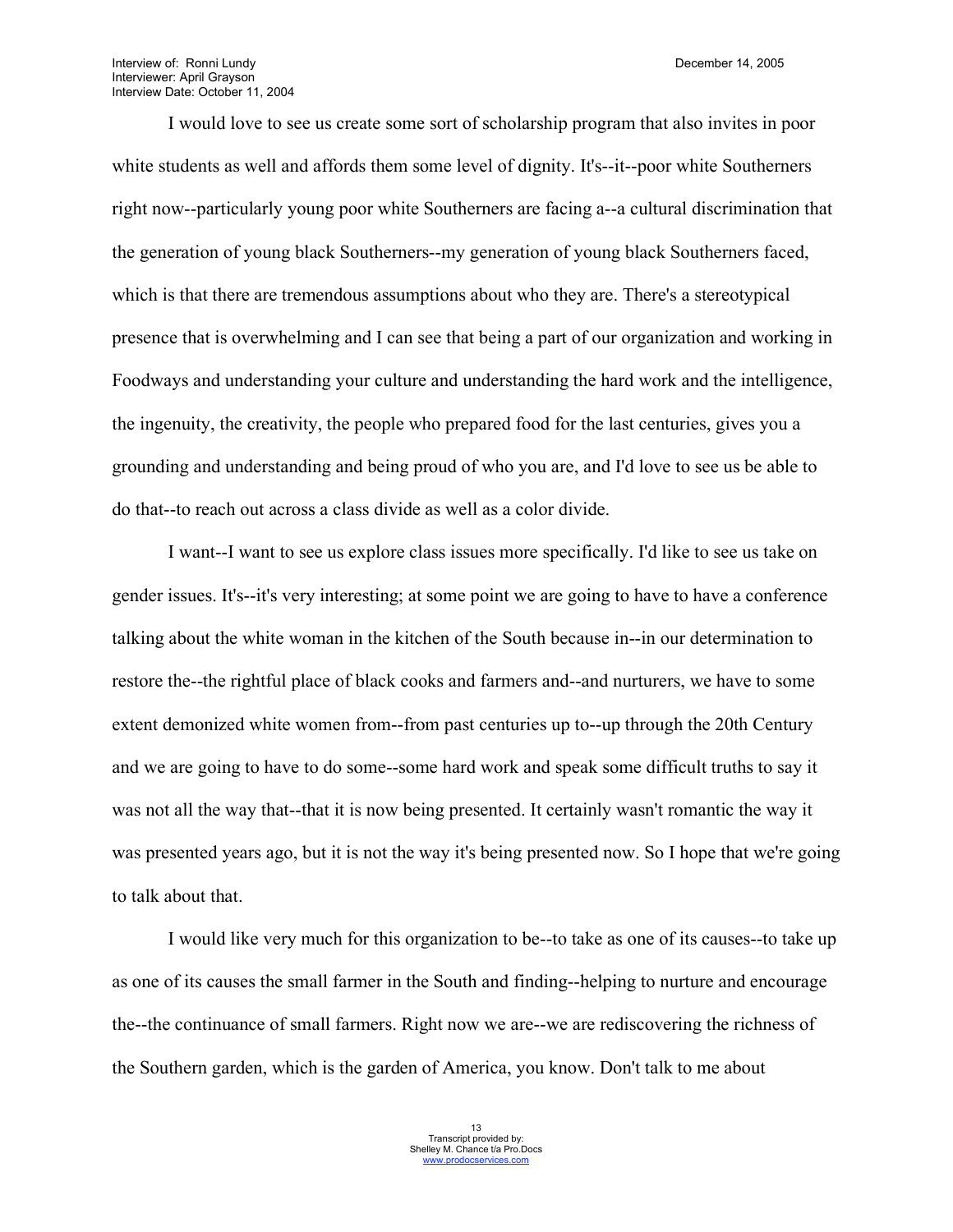I would love to see us create some sort of scholarship program that also invites in poor white students as well and affords them some level of dignity. It's--it--poor white Southerners right now--particularly young poor white Southerners are facing a--a cultural discrimination that the generation of young black Southerners--my generation of young black Southerners faced, which is that there are tremendous assumptions about who they are. There's a stereotypical presence that is overwhelming and I can see that being a part of our organization and working in Foodways and understanding your culture and understanding the hard work and the intelligence, the ingenuity, the creativity, the people who prepared food for the last centuries, gives you a grounding and understanding and being proud of who you are, and I'd love to see us be able to do that--to reach out across a class divide as well as a color divide.

I want--I want to see us explore class issues more specifically. I'd like to see us take on gender issues. It's--it's very interesting; at some point we are going to have to have a conference talking about the white woman in the kitchen of the South because in--in our determination to restore the--the rightful place of black cooks and farmers and--and nurturers, we have to some extent demonized white women from--from past centuries up to--up through the 20th Century and we are going to have to do some--some hard work and speak some difficult truths to say it was not all the way that--that it is now being presented. It certainly wasn't romantic the way it was presented years ago, but it is not the way it's being presented now. So I hope that we're going to talk about that.

I would like very much for this organization to be--to take as one of its causes--to take up as one of its causes the small farmer in the South and finding--helping to nurture and encourage the--the continuance of small farmers. Right now we are--we are rediscovering the richness of the Southern garden, which is the garden of America, you know. Don't talk to me about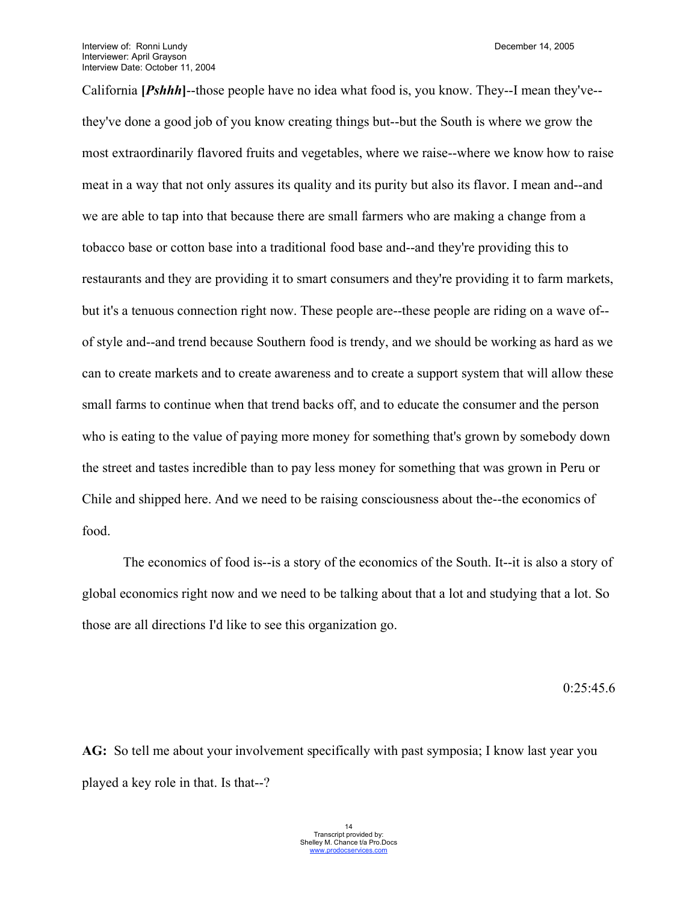California **[*Pshhh*]**--those people have no idea what food is, you know. They--I mean they've--they've done a good job of you know creating things but--but the South is where we grow the most extraordinarily flavored fruits and vegetables, where we raise--where we know how to raise meat in a way that not only assures its quality and its purity but also its flavor. I mean and--and we are able to tap into that because there are small farmers who are making a change from a tobacco base or cotton base into a traditional food base and--and they're providing this to restaurants and they are providing it to smart consumers and they're providing it to farm markets, but it's a tenuous connection right now. These people are--these people are riding on a wave of--of style and--and trend because Southern food is trendy, and we should be working as hard as we can to create markets and to create awareness and to create a support system that will allow these small farms to continue when that trend backs off, and to educate the consumer and the person who is eating to the value of paying more money for something that's grown by somebody down the street and tastes incredible than to pay less money for something that was grown in Peru or Chile and shipped here. And we need to be raising consciousness about the--the economics of food.

The economics of food is--is a story of the economics of the South. It--it is also a story of global economics right now and we need to be talking about that a lot and studying that a lot. So those are all directions I'd like to see this organization go.

0:25:45.6

**AG:** So tell me about your involvement specifically with past symposia; I know last year you played a key role in that. Is that--?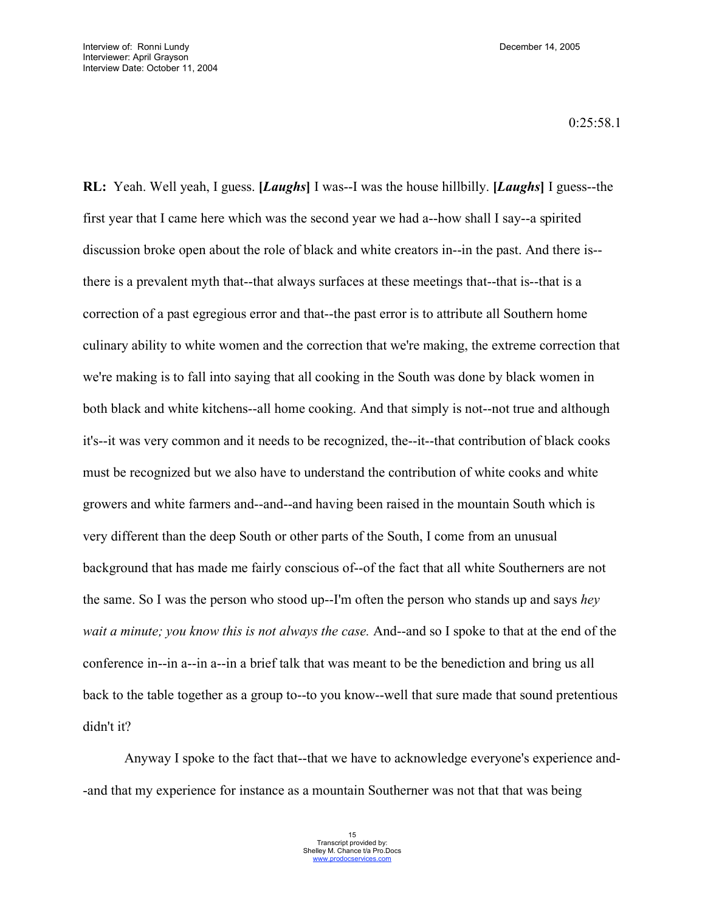0:25:58.1

**RL:** Yeah. Well yeah, I guess. **[*Laughs*]** I was--I was the house hillbilly. **[*Laughs*]** I guess--the first year that I came here which was the second year we had a--how shall I say--a spirited discussion broke open about the role of black and white creators in--in the past. And there is--there is a prevalent myth that--that always surfaces at these meetings that--that is--that is a correction of a past egregious error and that--the past error is to attribute all Southern home culinary ability to white women and the correction that we're making, the extreme correction that we're making is to fall into saying that all cooking in the South was done by black women in both black and white kitchens--all home cooking. And that simply is not--not true and although it's--it was very common and it needs to be recognized, the--it--that contribution of black cooks must be recognized but we also have to understand the contribution of white cooks and white growers and white farmers and--and--and having been raised in the mountain South which is very different than the deep South or other parts of the South, I come from an unusual background that has made me fairly conscious of--of the fact that all white Southerners are not the same. So I was the person who stood up--I'm often the person who stands up and says *hey wait a minute; you know this is not always the case.* And--and so I spoke to that at the end of the conference in--in a--in a--in a brief talk that was meant to be the benediction and bring us all back to the table together as a group to--to you know--well that sure made that sound pretentious didn't it?

Anyway I spoke to the fact that--that we have to acknowledge everyone's experience and--and that my experience for instance as a mountain Southerner was not that that was being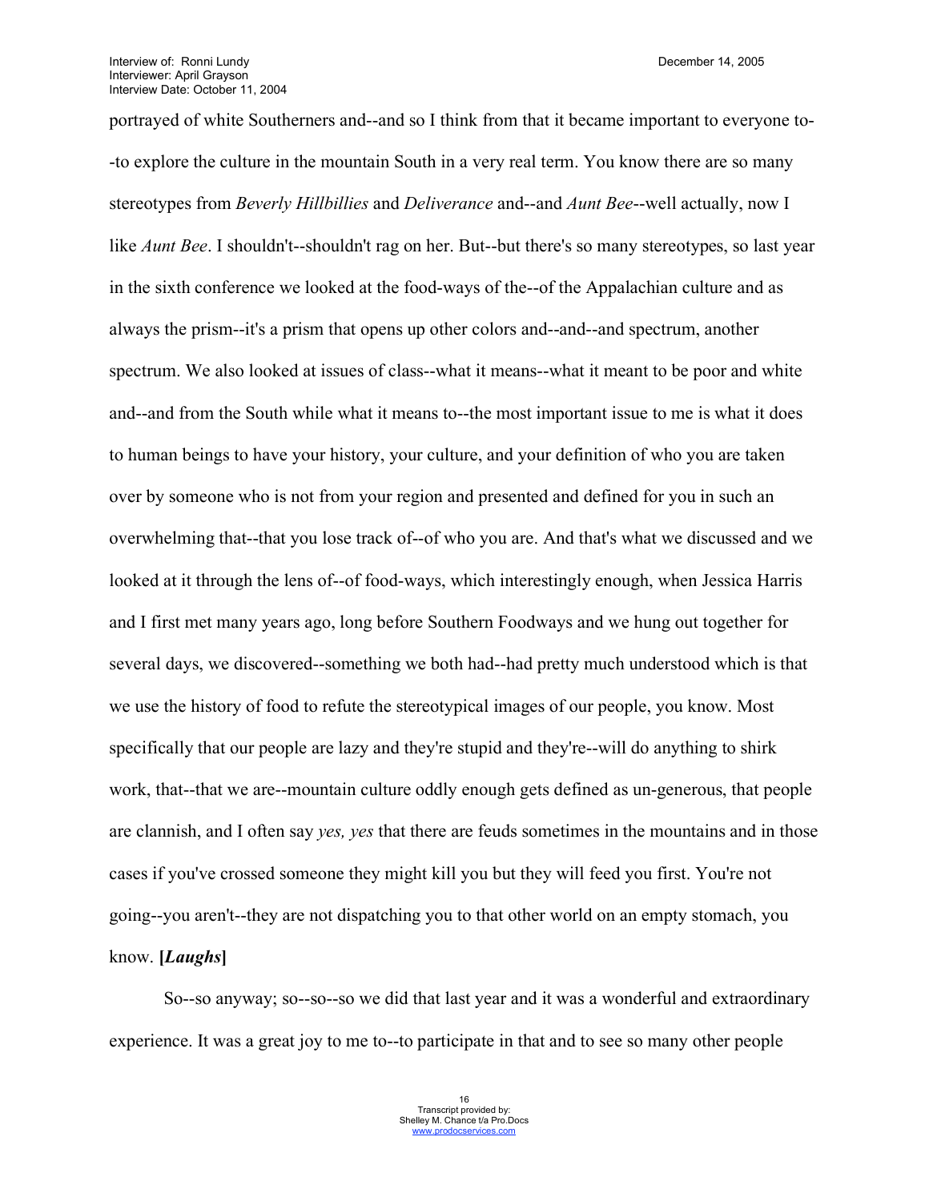portrayed of white Southerners and--and so I think from that it became important to everyone to--to explore the culture in the mountain South in a very real term. You know there are so many stereotypes from *Beverly Hillbillies* and *Deliverance* and--and *Aunt Bee*--well actually, now I like *Aunt Bee*. I shouldn't--shouldn't rag on her. But--but there's so many stereotypes, so last year in the sixth conference we looked at the food-ways of the--of the Appalachian culture and as always the prism--it's a prism that opens up other colors and--and--and spectrum, another spectrum. We also looked at issues of class--what it means--what it meant to be poor and white and--and from the South while what it means to--the most important issue to me is what it does to human beings to have your history, your culture, and your definition of who you are taken over by someone who is not from your region and presented and defined for you in such an overwhelming that--that you lose track of--of who you are. And that's what we discussed and we looked at it through the lens of--of food-ways, which interestingly enough, when Jessica Harris and I first met many years ago, long before Southern Foodways and we hung out together for several days, we discovered--something we both had--had pretty much understood which is that we use the history of food to refute the stereotypical images of our people, you know. Most specifically that our people are lazy and they're stupid and they're--will do anything to shirk work, that--that we are--mountain culture oddly enough gets defined as un-generous, that people are clannish, and I often say *yes, yes* that there are feuds sometimes in the mountains and in those cases if you've crossed someone they might kill you but they will feed you first. You're not going--you aren't--they are not dispatching you to that other world on an empty stomach, you know. **[*Laughs*]**

So--so anyway; so--so--so we did that last year and it was a wonderful and extraordinary experience. It was a great joy to me to--to participate in that and to see so many other people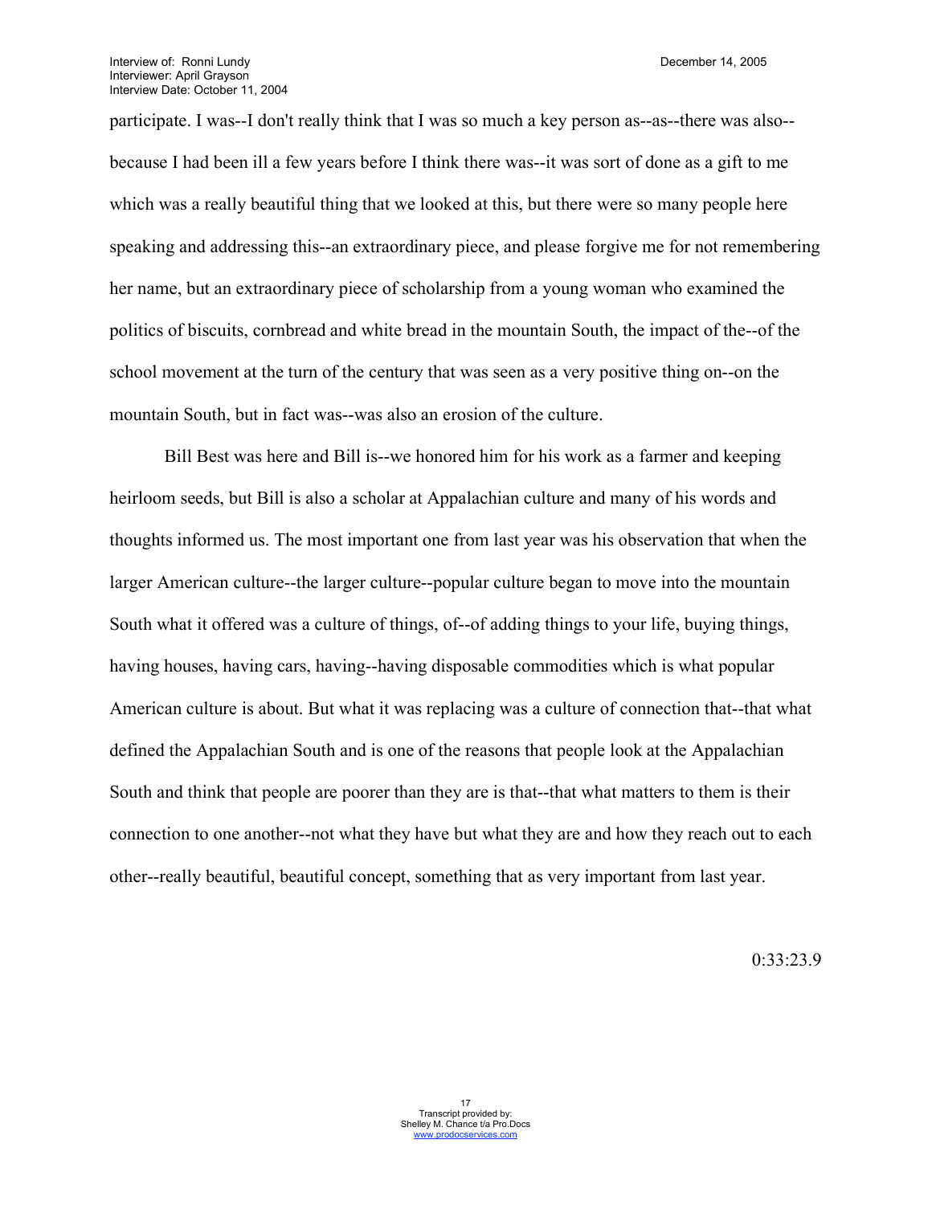participate. I was--I don't really think that I was so much a key person as--as--there was also--because I had been ill a few years before I think there was--it was sort of done as a gift to me which was a really beautiful thing that we looked at this, but there were so many people here speaking and addressing this--an extraordinary piece, and please forgive me for not remembering her name, but an extraordinary piece of scholarship from a young woman who examined the politics of biscuits, cornbread and white bread in the mountain South, the impact of the--of the school movement at the turn of the century that was seen as a very positive thing on--on the mountain South, but in fact was--was also an erosion of the culture.

Bill Best was here and Bill is--we honored him for his work as a farmer and keeping heirloom seeds, but Bill is also a scholar at Appalachian culture and many of his words and thoughts informed us. The most important one from last year was his observation that when the larger American culture--the larger culture--popular culture began to move into the mountain South what it offered was a culture of things, of--of adding things to your life, buying things, having houses, having cars, having--having disposable commodities which is what popular American culture is about. But what it was replacing was a culture of connection that--that what defined the Appalachian South and is one of the reasons that people look at the Appalachian South and think that people are poorer than they are is that--that what matters to them is their connection to one another--not what they have but what they are and how they reach out to each other--really beautiful, beautiful concept, something that as very important from last year.

0:33:23.9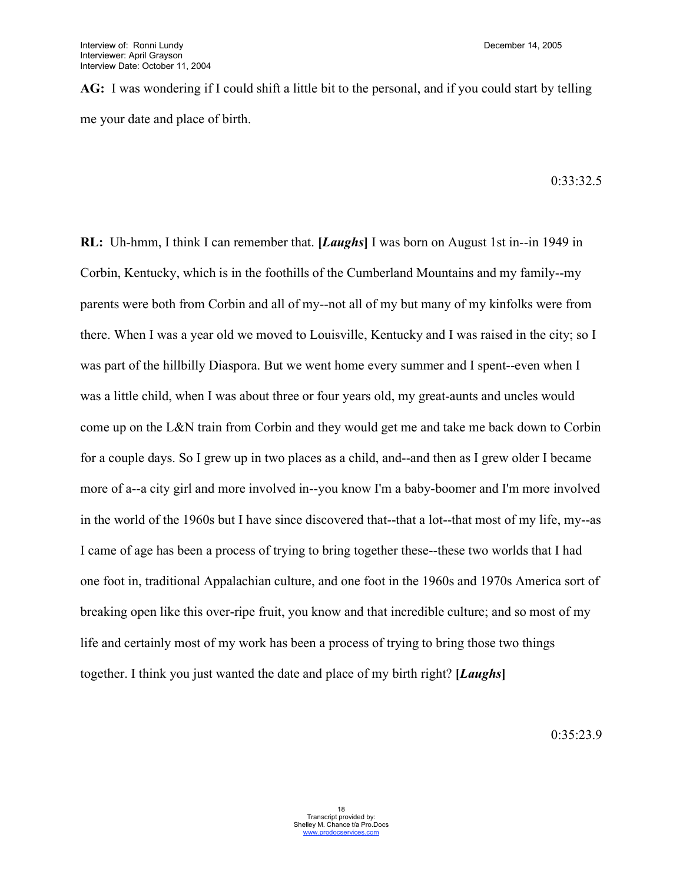**AG:** I was wondering if I could shift a little bit to the personal, and if you could start by telling me your date and place of birth.

0:33:32.5

**RL:** Uh-hmm, I think I can remember that. **[*Laughs*]** I was born on August 1st in--in 1949 in Corbin, Kentucky, which is in the foothills of the Cumberland Mountains and my family--my parents were both from Corbin and all of my--not all of my but many of my kinfolks were from there. When I was a year old we moved to Louisville, Kentucky and I was raised in the city; so I was part of the hillbilly Diaspora. But we went home every summer and I spent--even when I was a little child, when I was about three or four years old, my great-aunts and uncles would come up on the L&N train from Corbin and they would get me and take me back down to Corbin for a couple days. So I grew up in two places as a child, and--and then as I grew older I became more of a--a city girl and more involved in--you know I'm a baby-boomer and I'm more involved in the world of the 1960s but I have since discovered that--that a lot--that most of my life, my--as I came of age has been a process of trying to bring together these--these two worlds that I had one foot in, traditional Appalachian culture, and one foot in the 1960s and 1970s America sort of breaking open like this over-ripe fruit, you know and that incredible culture; and so most of my life and certainly most of my work has been a process of trying to bring those two things together. I think you just wanted the date and place of my birth right? **[*Laughs*]**

0:35:23.9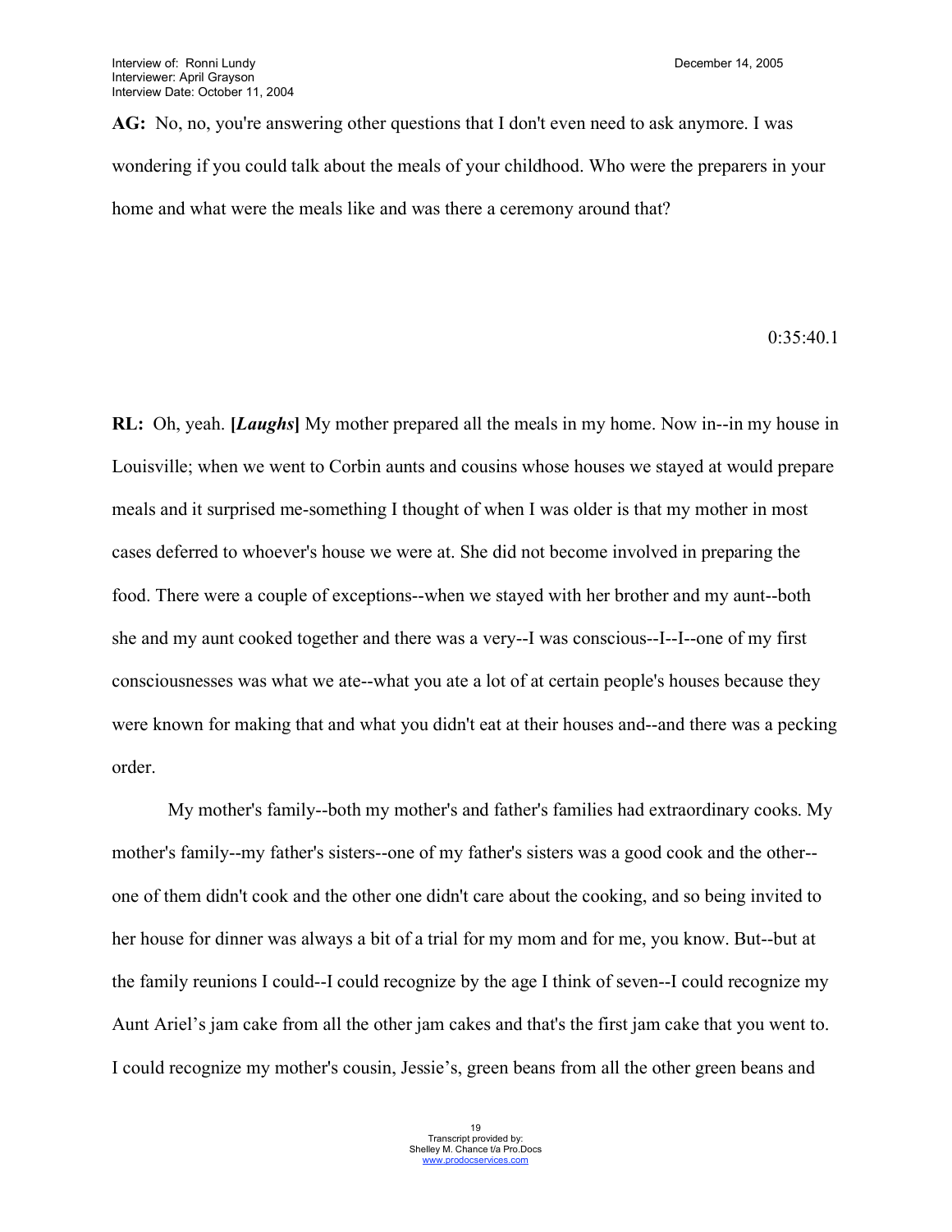**AG:** No, no, you're answering other questions that I don't even need to ask anymore. I was wondering if you could talk about the meals of your childhood. Who were the preparers in your home and what were the meals like and was there a ceremony around that?

0:35:40.1

**RL:** Oh, yeah. **[*Laughs*]** My mother prepared all the meals in my home. Now in--in my house in Louisville; when we went to Corbin aunts and cousins whose houses we stayed at would prepare meals and it surprised me-something I thought of when I was older is that my mother in most cases deferred to whoever's house we were at. She did not become involved in preparing the food. There were a couple of exceptions--when we stayed with her brother and my aunt--both she and my aunt cooked together and there was a very--I was conscious--I--I--one of my first consciousnesses was what we ate--what you ate a lot of at certain people's houses because they were known for making that and what you didn't eat at their houses and--and there was a pecking order.

My mother's family--both my mother's and father's families had extraordinary cooks. My mother's family--my father's sisters--one of my father's sisters was a good cook and the other--one of them didn't cook and the other one didn't care about the cooking, and so being invited to her house for dinner was always a bit of a trial for my mom and for me, you know. But--but at the family reunions I could--I could recognize by the age I think of seven--I could recognize my Aunt Ariel's jam cake from all the other jam cakes and that's the first jam cake that you went to. I could recognize my mother's cousin, Jessie's, green beans from all the other green beans and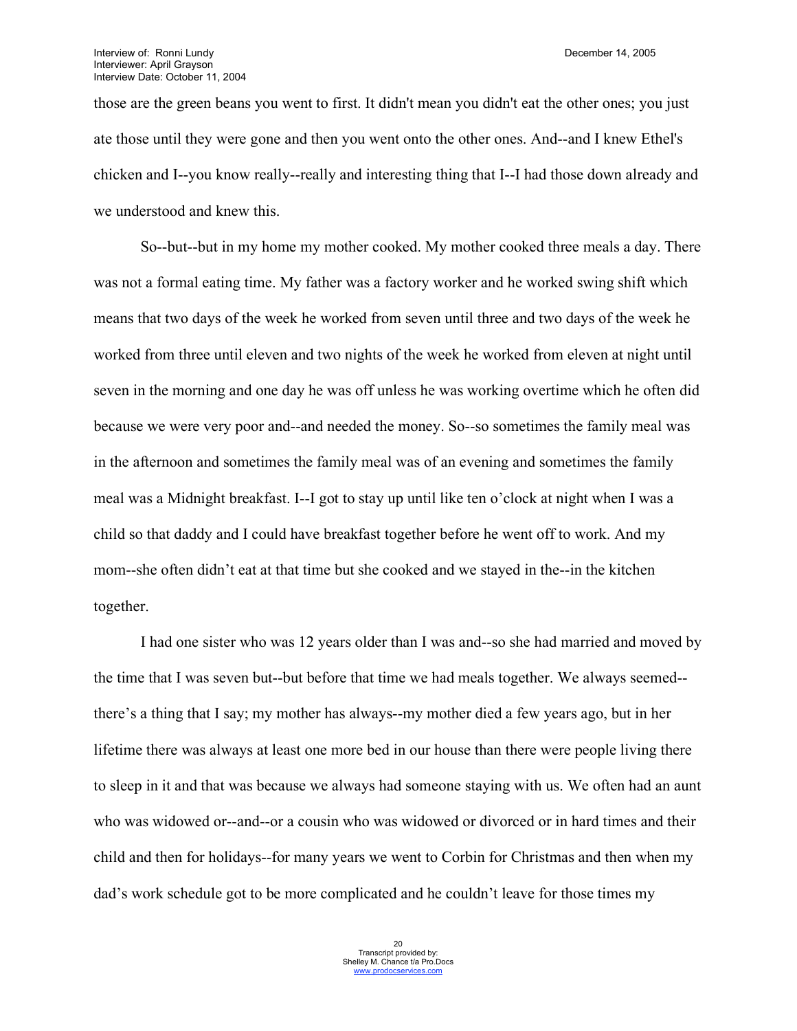those are the green beans you went to first. It didn't mean you didn't eat the other ones; you just ate those until they were gone and then you went onto the other ones. And--and I knew Ethel's chicken and I--you know really--really and interesting thing that I--I had those down already and we understood and knew this.

So--but--but in my home my mother cooked. My mother cooked three meals a day. There was not a formal eating time. My father was a factory worker and he worked swing shift which means that two days of the week he worked from seven until three and two days of the week he worked from three until eleven and two nights of the week he worked from eleven at night until seven in the morning and one day he was off unless he was working overtime which he often did because we were very poor and--and needed the money. So--so sometimes the family meal was in the afternoon and sometimes the family meal was of an evening and sometimes the family meal was a Midnight breakfast. I--I got to stay up until like ten o'clock at night when I was a child so that daddy and I could have breakfast together before he went off to work. And my mom--she often didn't eat at that time but she cooked and we stayed in the--in the kitchen together.

I had one sister who was 12 years older than I was and--so she had married and moved by the time that I was seven but--but before that time we had meals together. We always seemed--there's a thing that I say; my mother has always--my mother died a few years ago, but in her lifetime there was always at least one more bed in our house than there were people living there to sleep in it and that was because we always had someone staying with us. We often had an aunt who was widowed or--and--or a cousin who was widowed or divorced or in hard times and their child and then for holidays--for many years we went to Corbin for Christmas and then when my dad's work schedule got to be more complicated and he couldn't leave for those times my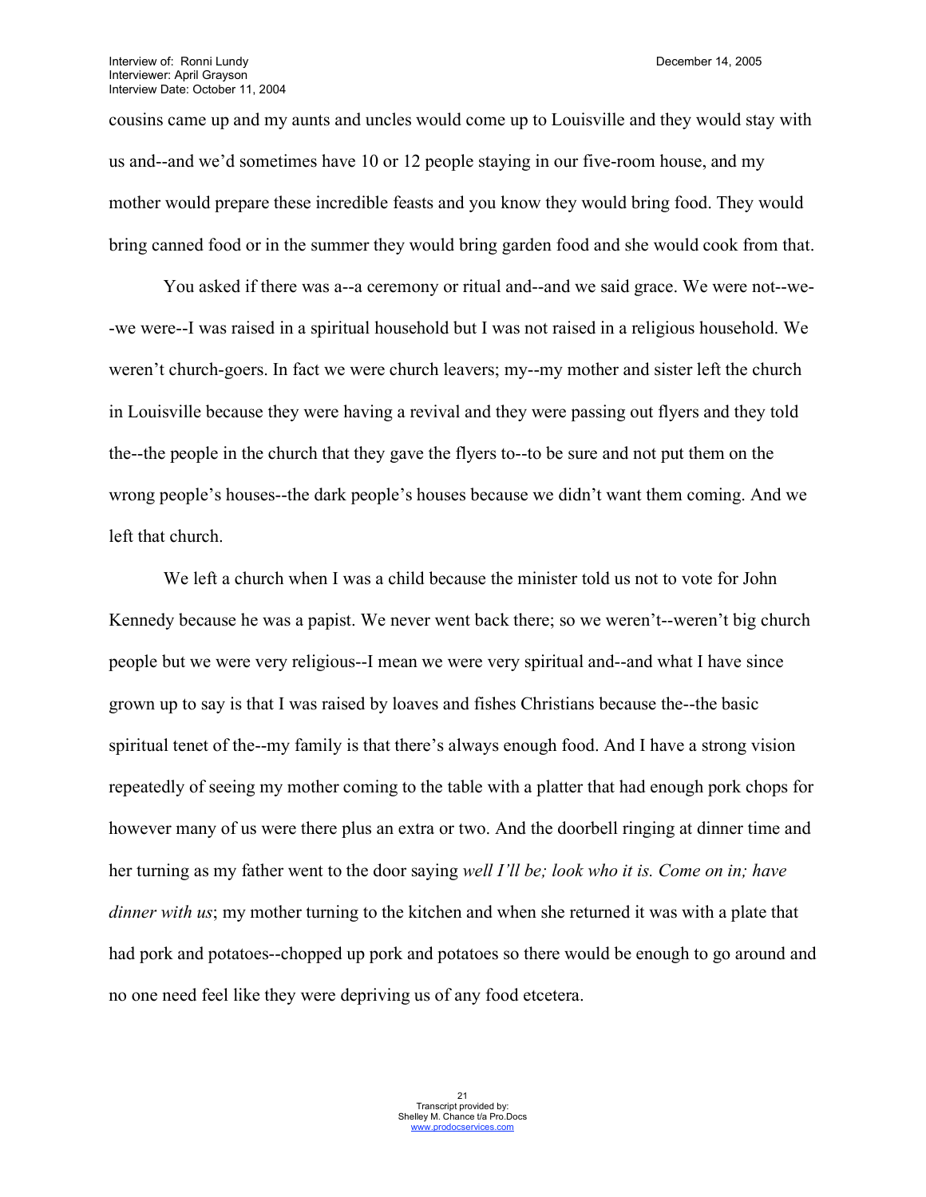cousins came up and my aunts and uncles would come up to Louisville and they would stay with us and--and we'd sometimes have 10 or 12 people staying in our five-room house, and my mother would prepare these incredible feasts and you know they would bring food. They would bring canned food or in the summer they would bring garden food and she would cook from that.

You asked if there was a--a ceremony or ritual and--and we said grace. We were not--we--we were--I was raised in a spiritual household but I was not raised in a religious household. We weren't church-goers. In fact we were church leavers; my--my mother and sister left the church in Louisville because they were having a revival and they were passing out flyers and they told the--the people in the church that they gave the flyers to--to be sure and not put them on the wrong people's houses--the dark people's houses because we didn't want them coming. And we left that church.

We left a church when I was a child because the minister told us not to vote for John Kennedy because he was a papist. We never went back there; so we weren't--weren't big church people but we were very religious--I mean we were very spiritual and--and what I have since grown up to say is that I was raised by loaves and fishes Christians because the--the basic spiritual tenet of the--my family is that there's always enough food. And I have a strong vision repeatedly of seeing my mother coming to the table with a platter that had enough pork chops for however many of us were there plus an extra or two. And the doorbell ringing at dinner time and her turning as my father went to the door saying *well I'll be; look who it is. Come on in; have dinner with us*; my mother turning to the kitchen and when she returned it was with a plate that had pork and potatoes--chopped up pork and potatoes so there would be enough to go around and no one need feel like they were depriving us of any food etcetera.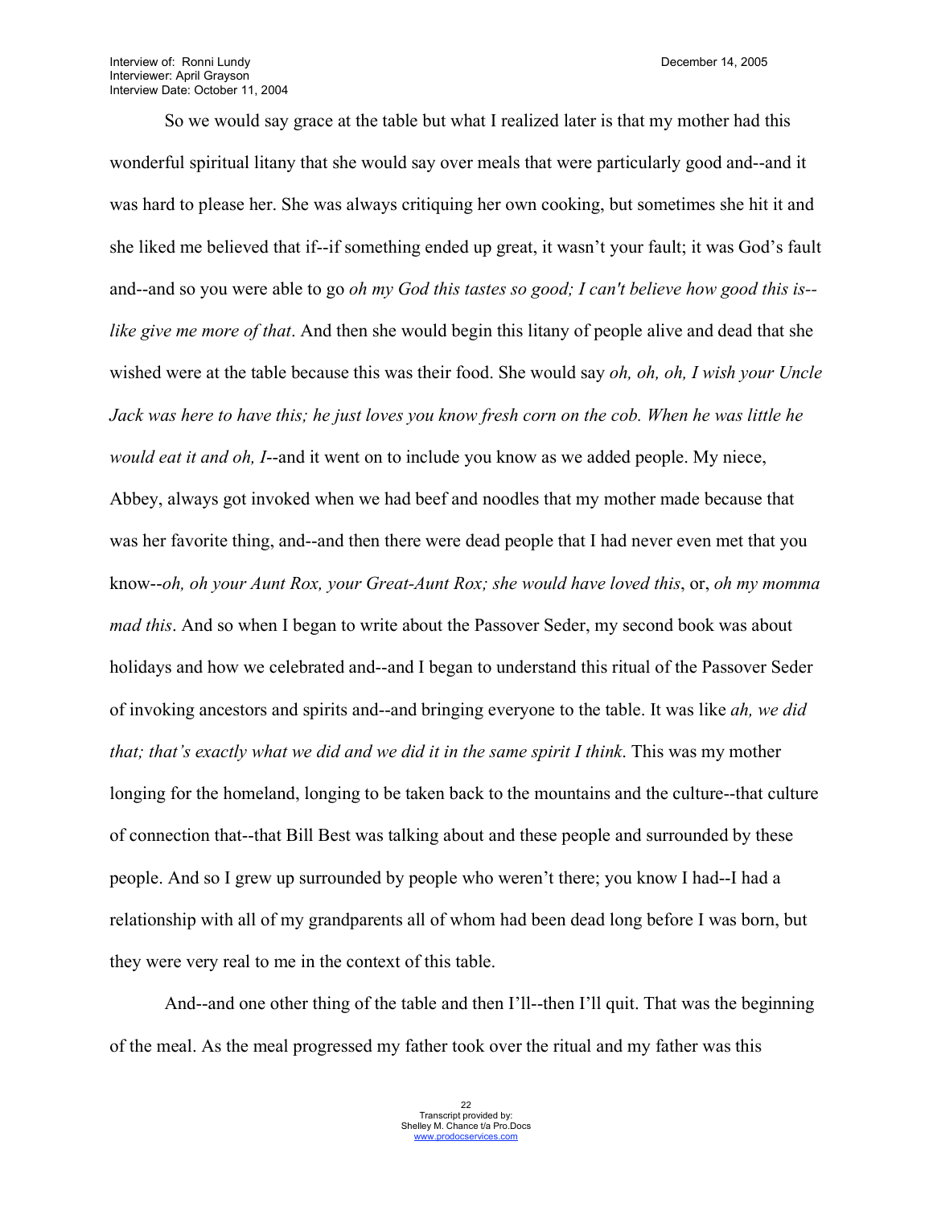So we would say grace at the table but what I realized later is that my mother had this wonderful spiritual litany that she would say over meals that were particularly good and--and it was hard to please her. She was always critiquing her own cooking, but sometimes she hit it and she liked me believed that if--if something ended up great, it wasn't your fault; it was God's fault and--and so you were able to go *oh my God this tastes so good; I can't believe how good this is--like give me more of that*. And then she would begin this litany of people alive and dead that she wished were at the table because this was their food. She would say *oh, oh, oh, I wish your Uncle Jack was here to have this; he just loves you know fresh corn on the cob. When he was little he would eat it and oh, I*--and it went on to include you know as we added people. My niece, Abbey, always got invoked when we had beef and noodles that my mother made because that was her favorite thing, and--and then there were dead people that I had never even met that you know--*oh, oh your Aunt Rox, your Great-Aunt Rox; she would have loved this*, or, *oh my momma mad this*. And so when I began to write about the Passover Seder, my second book was about holidays and how we celebrated and--and I began to understand this ritual of the Passover Seder of invoking ancestors and spirits and--and bringing everyone to the table. It was like *ah, we did that; that's exactly what we did and we did it in the same spirit I think*. This was my mother longing for the homeland, longing to be taken back to the mountains and the culture--that culture of connection that--that Bill Best was talking about and these people and surrounded by these people. And so I grew up surrounded by people who weren't there; you know I had--I had a relationship with all of my grandparents all of whom had been dead long before I was born, but they were very real to me in the context of this table.

And--and one other thing of the table and then I'll--then I'll quit. That was the beginning of the meal. As the meal progressed my father took over the ritual and my father was this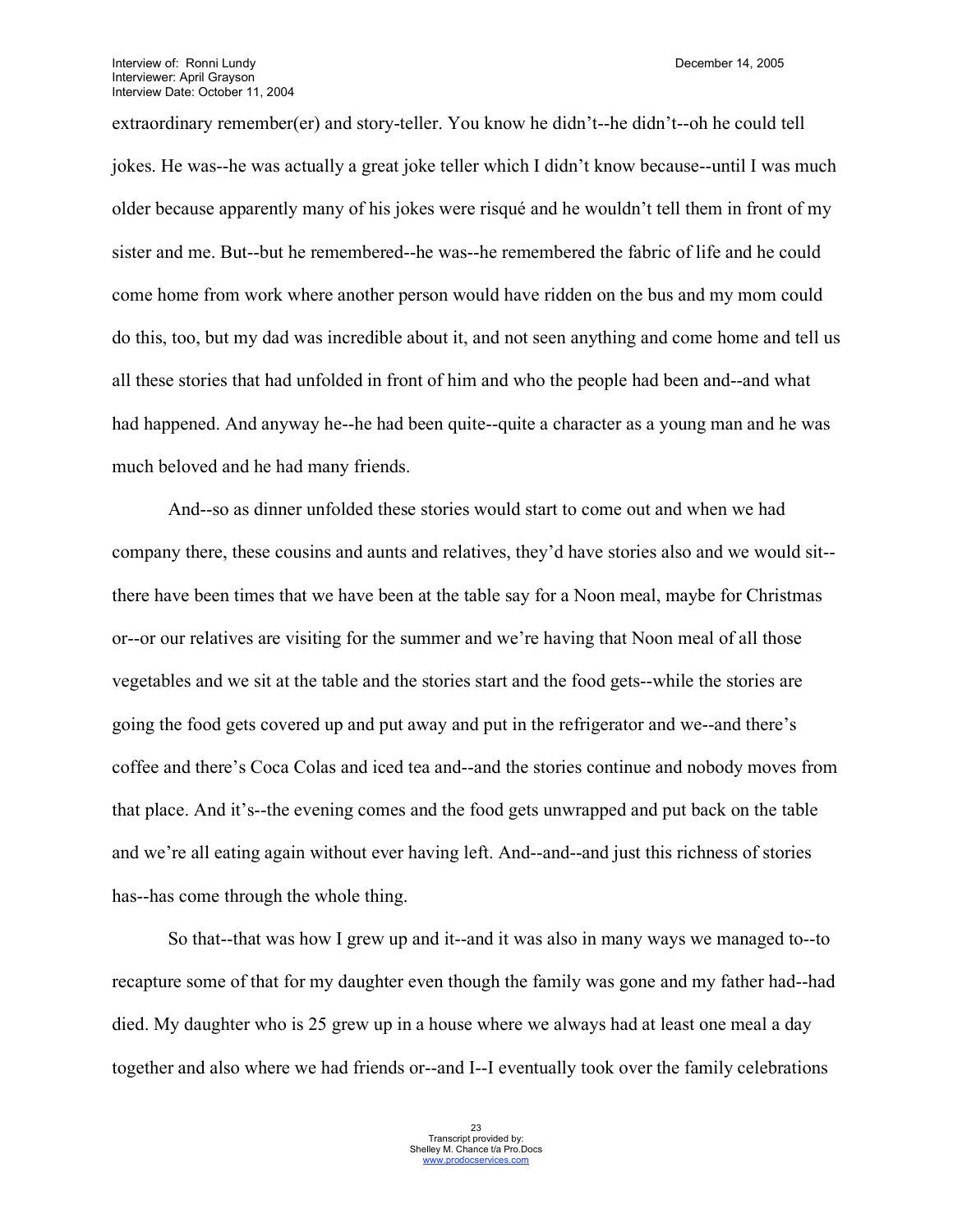extraordinary remember(er) and story-teller. You know he didn't--he didn't--oh he could tell jokes. He was--he was actually a great joke teller which I didn't know because--until I was much older because apparently many of his jokes were risqué and he wouldn't tell them in front of my sister and me. But--but he remembered--he was--he remembered the fabric of life and he could come home from work where another person would have ridden on the bus and my mom could do this, too, but my dad was incredible about it, and not seen anything and come home and tell us all these stories that had unfolded in front of him and who the people had been and--and what had happened. And anyway he--he had been quite--quite a character as a young man and he was much beloved and he had many friends.

And--so as dinner unfolded these stories would start to come out and when we had company there, these cousins and aunts and relatives, they'd have stories also and we would sit--there have been times that we have been at the table say for a Noon meal, maybe for Christmas or--or our relatives are visiting for the summer and we're having that Noon meal of all those vegetables and we sit at the table and the stories start and the food gets--while the stories are going the food gets covered up and put away and put in the refrigerator and we--and there's coffee and there's Coca Colas and iced tea and--and the stories continue and nobody moves from that place. And it's--the evening comes and the food gets unwrapped and put back on the table and we're all eating again without ever having left. And--and--and just this richness of stories has--has come through the whole thing.

So that--that was how I grew up and it--and it was also in many ways we managed to--to recapture some of that for my daughter even though the family was gone and my father had--had died. My daughter who is 25 grew up in a house where we always had at least one meal a day together and also where we had friends or--and I--I eventually took over the family celebrations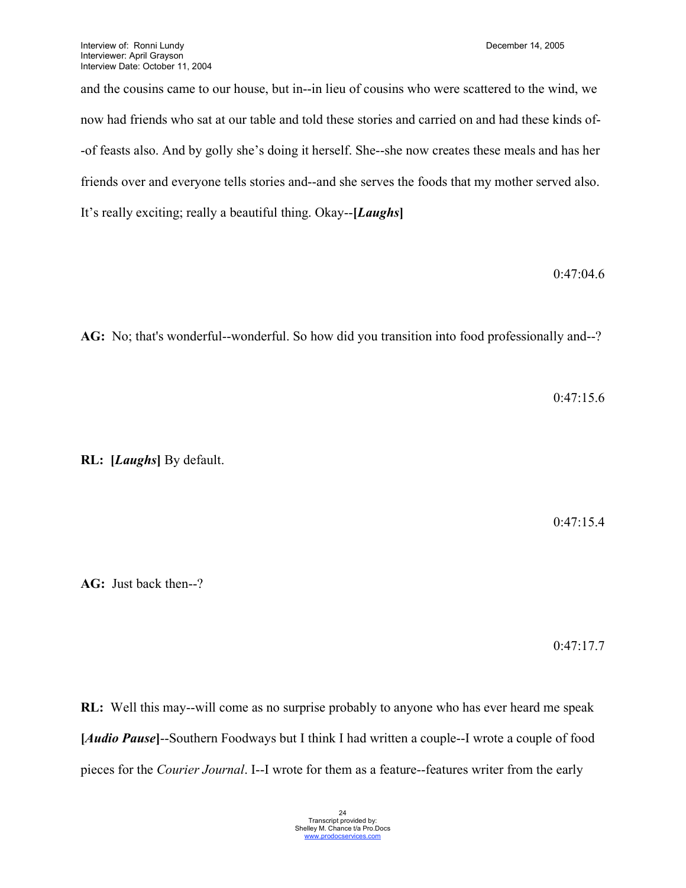and the cousins came to our house, but in--in lieu of cousins who were scattered to the wind, we now had friends who sat at our table and told these stories and carried on and had these kinds of--of feasts also. And by golly she's doing it herself. She--she now creates these meals and has her friends over and everyone tells stories and--and she serves the foods that my mother served also. It's really exciting; really a beautiful thing. Okay--**[*Laughs*]**

0:47:04.6

**AG:** No; that's wonderful--wonderful. So how did you transition into food professionally and--?

0:47:15.6

**RL:** **[*Laughs*]** By default.

0:47:15.4

**AG:** Just back then--?

0:47:17.7

**RL:** Well this may--will come as no surprise probably to anyone who has ever heard me speak **[*Audio Pause*]**--Southern Foodways but I think I had written a couple--I wrote a couple of food pieces for the *Courier Journal*. I--I wrote for them as a feature--features writer from the early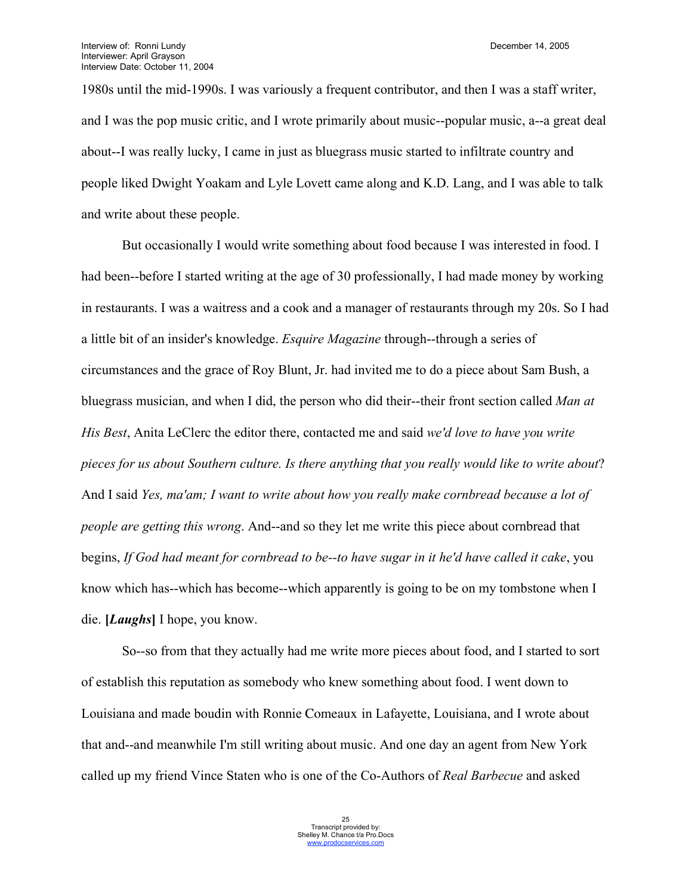1980s until the mid-1990s. I was variously a frequent contributor, and then I was a staff writer, and I was the pop music critic, and I wrote primarily about music--popular music, a--a great deal about--I was really lucky, I came in just as bluegrass music started to infiltrate country and people liked Dwight Yoakam and Lyle Lovett came along and K.D. Lang, and I was able to talk and write about these people.

But occasionally I would write something about food because I was interested in food. I had been--before I started writing at the age of 30 professionally, I had made money by working in restaurants. I was a waitress and a cook and a manager of restaurants through my 20s. So I had a little bit of an insider's knowledge. *Esquire Magazine* through--through a series of circumstances and the grace of Roy Blunt, Jr. had invited me to do a piece about Sam Bush, a bluegrass musician, and when I did, the person who did their--their front section called *Man at His Best*, Anita LeClerc the editor there, contacted me and said *we'd love to have you write pieces for us about Southern culture. Is there anything that you really would like to write about*? And I said *Yes, ma'am; I want to write about how you really make cornbread because a lot of people are getting this wrong*. And--and so they let me write this piece about cornbread that begins, *If God had meant for cornbread to be--to have sugar in it he'd have called it cake*, you know which has--which has become--which apparently is going to be on my tombstone when I die. **[*Laughs*]** I hope, you know.

So--so from that they actually had me write more pieces about food, and I started to sort of establish this reputation as somebody who knew something about food. I went down to Louisiana and made boudin with Ronnie Comeaux in Lafayette, Louisiana, and I wrote about that and--and meanwhile I'm still writing about music. And one day an agent from New York called up my friend Vince Staten who is one of the Co-Authors of *Real Barbecue* and asked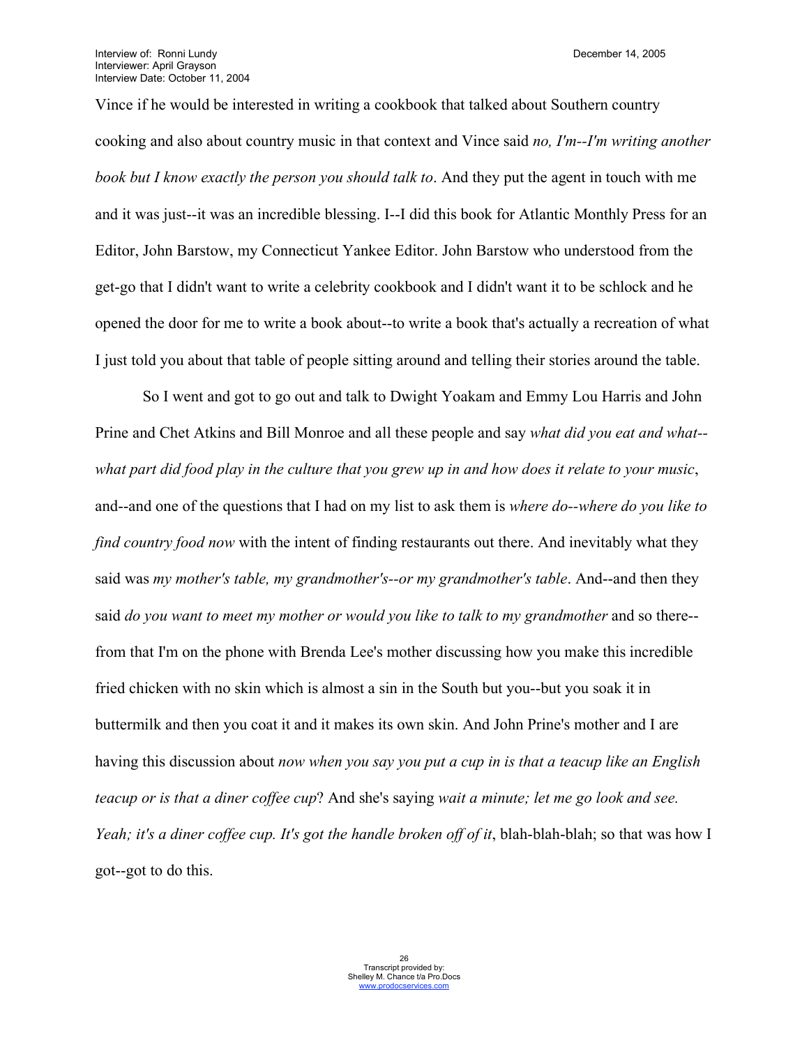Vince if he would be interested in writing a cookbook that talked about Southern country cooking and also about country music in that context and Vince said *no, I'm--I'm writing another book but I know exactly the person you should talk to*. And they put the agent in touch with me and it was just--it was an incredible blessing. I--I did this book for Atlantic Monthly Press for an Editor, John Barstow, my Connecticut Yankee Editor. John Barstow who understood from the get-go that I didn't want to write a celebrity cookbook and I didn't want it to be schlock and he opened the door for me to write a book about--to write a book that's actually a recreation of what I just told you about that table of people sitting around and telling their stories around the table.

So I went and got to go out and talk to Dwight Yoakam and Emmy Lou Harris and John Prine and Chet Atkins and Bill Monroe and all these people and say *what did you eat and what--what part did food play in the culture that you grew up in and how does it relate to your music*, and--and one of the questions that I had on my list to ask them is *where do--where do you like to find country food now* with the intent of finding restaurants out there. And inevitably what they said was *my mother's table, my grandmother's--or my grandmother's table*. And--and then they said *do you want to meet my mother or would you like to talk to my grandmother* and so there--from that I'm on the phone with Brenda Lee's mother discussing how you make this incredible fried chicken with no skin which is almost a sin in the South but you--but you soak it in buttermilk and then you coat it and it makes its own skin. And John Prine's mother and I are having this discussion about *now when you say you put a cup in is that a teacup like an English teacup or is that a diner coffee cup*? And she's saying *wait a minute; let me go look and see. Yeah; it's a diner coffee cup. It's got the handle broken off of it*, blah-blah-blah; so that was how I got--got to do this.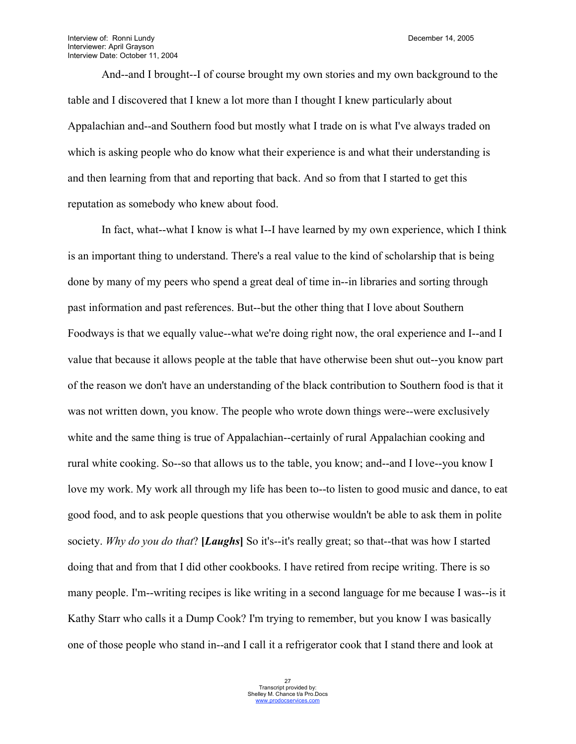And--and I brought--I of course brought my own stories and my own background to the table and I discovered that I knew a lot more than I thought I knew particularly about Appalachian and--and Southern food but mostly what I trade on is what I've always traded on which is asking people who do know what their experience is and what their understanding is and then learning from that and reporting that back. And so from that I started to get this reputation as somebody who knew about food.

In fact, what--what I know is what I--I have learned by my own experience, which I think is an important thing to understand. There's a real value to the kind of scholarship that is being done by many of my peers who spend a great deal of time in--in libraries and sorting through past information and past references. But--but the other thing that I love about Southern Foodways is that we equally value--what we're doing right now, the oral experience and I--and I value that because it allows people at the table that have otherwise been shut out--you know part of the reason we don't have an understanding of the black contribution to Southern food is that it was not written down, you know. The people who wrote down things were--were exclusively white and the same thing is true of Appalachian--certainly of rural Appalachian cooking and rural white cooking. So--so that allows us to the table, you know; and--and I love--you know I love my work. My work all through my life has been to--to listen to good music and dance, to eat good food, and to ask people questions that you otherwise wouldn't be able to ask them in polite society. *Why do you do that*? **[*Laughs*]** So it's--it's really great; so that--that was how I started doing that and from that I did other cookbooks. I have retired from recipe writing. There is so many people. I'm--writing recipes is like writing in a second language for me because I was--is it Kathy Starr who calls it a Dump Cook? I'm trying to remember, but you know I was basically one of those people who stand in--and I call it a refrigerator cook that I stand there and look at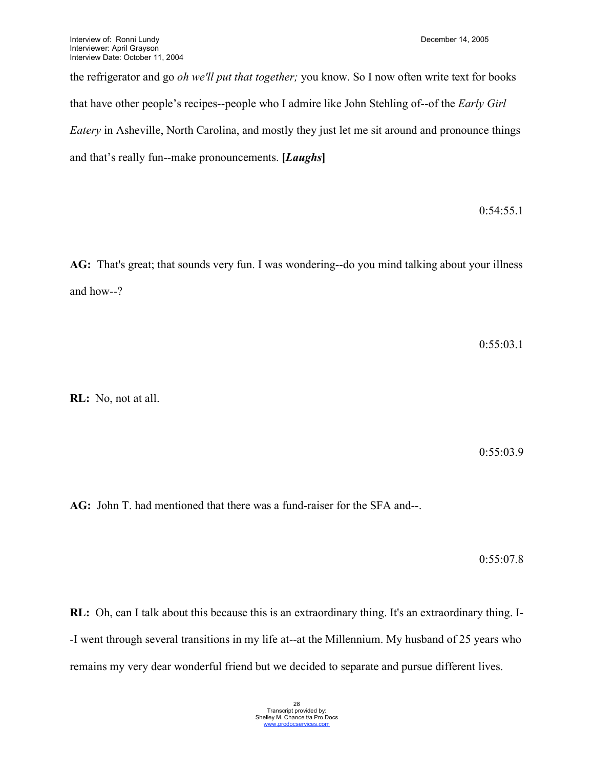the refrigerator and go *oh we'll put that together;* you know. So I now often write text for books that have other people's recipes--people who I admire like John Stehling of--of the *Early Girl Eatery* in Asheville, North Carolina, and mostly they just let me sit around and pronounce things and that's really fun--make pronouncements. **[*Laughs*]**

0:54:55.1

**AG:** That's great; that sounds very fun. I was wondering--do you mind talking about your illness and how--?

0:55:03.1

**RL:** No, not at all.

0:55:03.9

**AG:** John T. had mentioned that there was a fund-raiser for the SFA and--.

0:55:07.8

**RL:** Oh, can I talk about this because this is an extraordinary thing. It's an extraordinary thing. I--I went through several transitions in my life at--at the Millennium. My husband of 25 years who remains my very dear wonderful friend but we decided to separate and pursue different lives.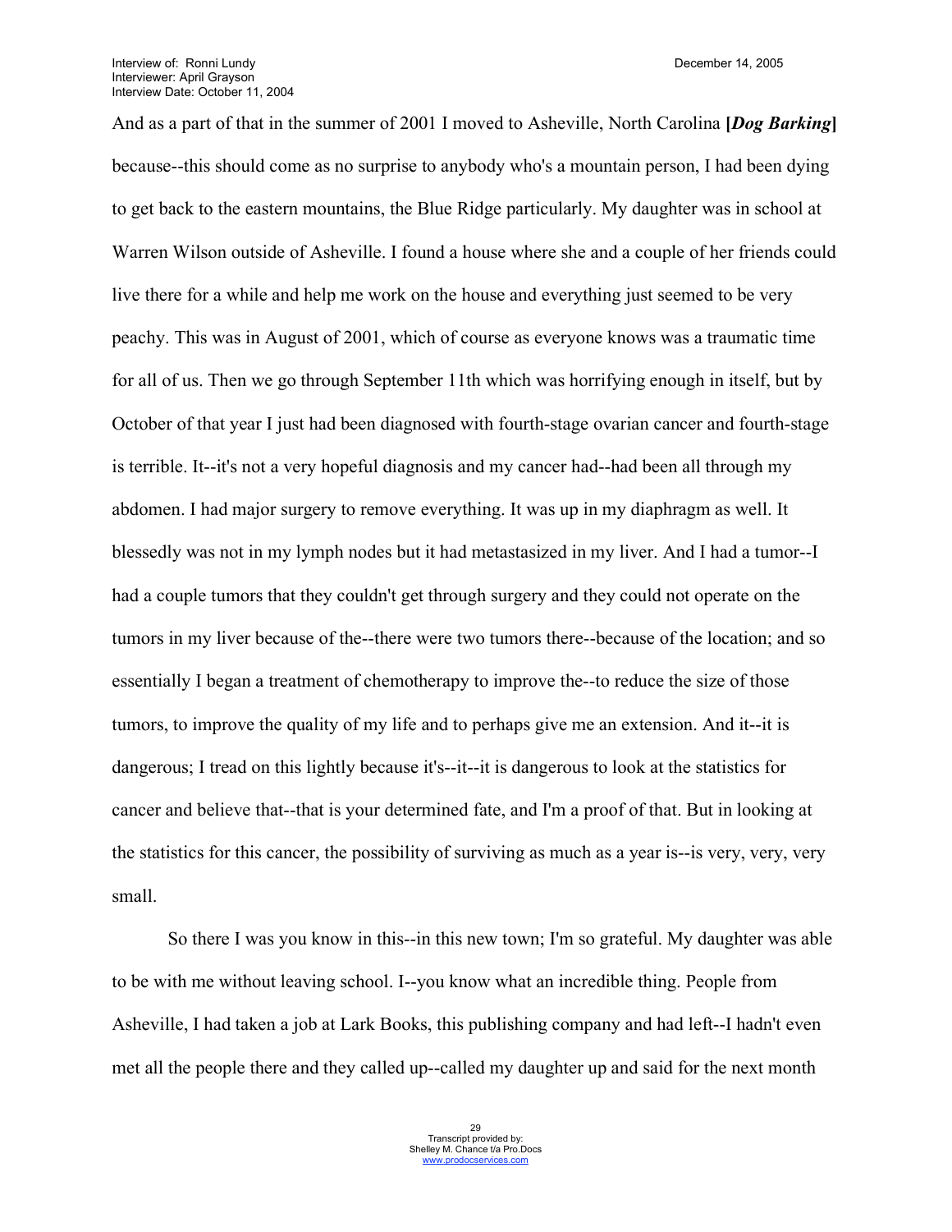And as a part of that in the summer of 2001 I moved to Asheville, North Carolina **[*Dog Barking*]** because--this should come as no surprise to anybody who's a mountain person, I had been dying to get back to the eastern mountains, the Blue Ridge particularly. My daughter was in school at Warren Wilson outside of Asheville. I found a house where she and a couple of her friends could live there for a while and help me work on the house and everything just seemed to be very peachy. This was in August of 2001, which of course as everyone knows was a traumatic time for all of us. Then we go through September 11th which was horrifying enough in itself, but by October of that year I just had been diagnosed with fourth-stage ovarian cancer and fourth-stage is terrible. It--it's not a very hopeful diagnosis and my cancer had--had been all through my abdomen. I had major surgery to remove everything. It was up in my diaphragm as well. It blessedly was not in my lymph nodes but it had metastasized in my liver. And I had a tumor--I had a couple tumors that they couldn't get through surgery and they could not operate on the tumors in my liver because of the--there were two tumors there--because of the location; and so essentially I began a treatment of chemotherapy to improve the--to reduce the size of those tumors, to improve the quality of my life and to perhaps give me an extension. And it--it is dangerous; I tread on this lightly because it's--it--it is dangerous to look at the statistics for cancer and believe that--that is your determined fate, and I'm a proof of that. But in looking at the statistics for this cancer, the possibility of surviving as much as a year is--is very, very, very small.

So there I was you know in this--in this new town; I'm so grateful. My daughter was able to be with me without leaving school. I--you know what an incredible thing. People from Asheville, I had taken a job at Lark Books, this publishing company and had left--I hadn't even met all the people there and they called up--called my daughter up and said for the next month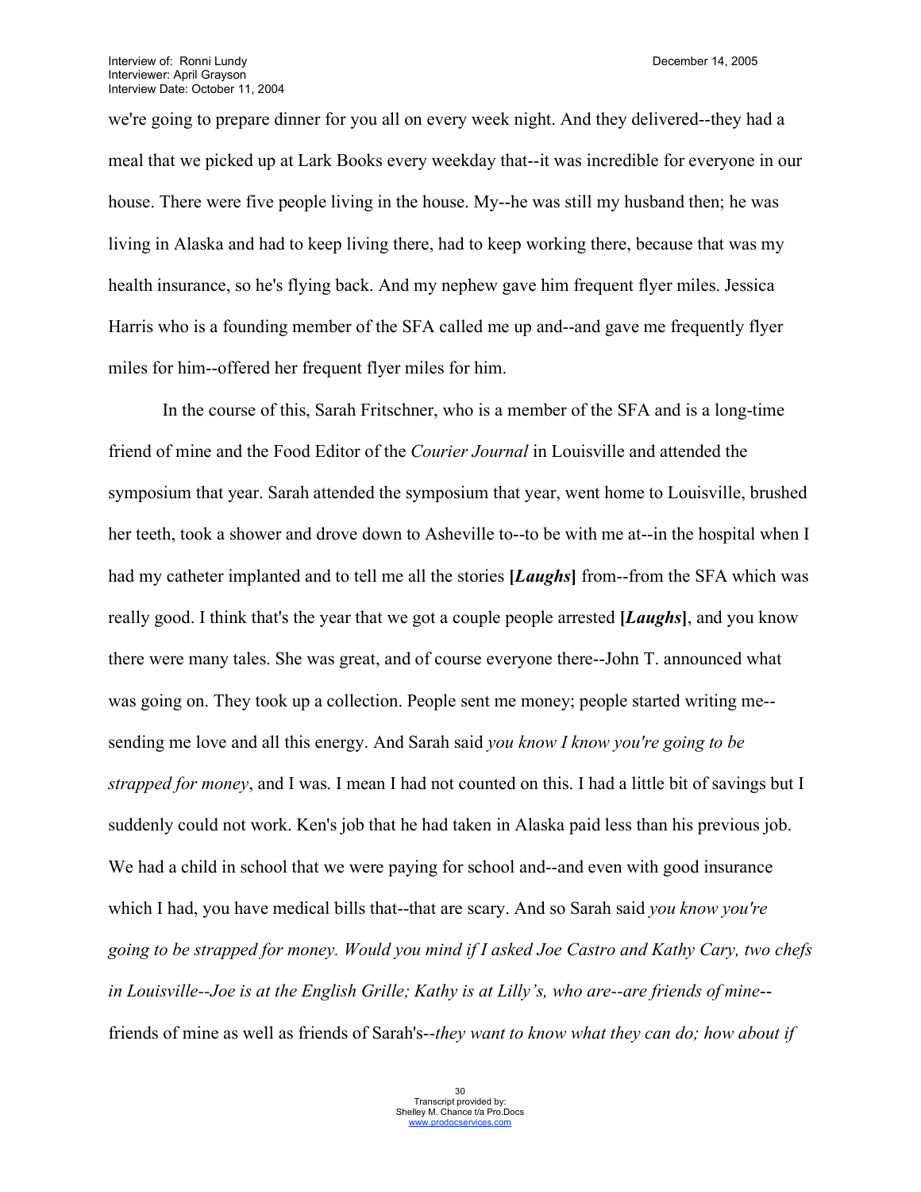we're going to prepare dinner for you all on every week night. And they delivered--they had a meal that we picked up at Lark Books every weekday that--it was incredible for everyone in our house. There were five people living in the house. My--he was still my husband then; he was living in Alaska and had to keep living there, had to keep working there, because that was my health insurance, so he's flying back. And my nephew gave him frequent flyer miles. Jessica Harris who is a founding member of the SFA called me up and--and gave me frequently flyer miles for him--offered her frequent flyer miles for him.

In the course of this, Sarah Fritschner, who is a member of the SFA and is a long-time friend of mine and the Food Editor of the *Courier Journal* in Louisville and attended the symposium that year. Sarah attended the symposium that year, went home to Louisville, brushed her teeth, took a shower and drove down to Asheville to--to be with me at--in the hospital when I had my catheter implanted and to tell me all the stories **[*Laughs*]** from--from the SFA which was really good. I think that's the year that we got a couple people arrested **[*Laughs*]**, and you know there were many tales. She was great, and of course everyone there--John T. announced what was going on. They took up a collection. People sent me money; people started writing me--sending me love and all this energy. And Sarah said *you know I know you're going to be strapped for money*, and I was. I mean I had not counted on this. I had a little bit of savings but I suddenly could not work. Ken's job that he had taken in Alaska paid less than his previous job. We had a child in school that we were paying for school and--and even with good insurance which I had, you have medical bills that--that are scary. And so Sarah said *you know you're going to be strapped for money. Would you mind if I asked Joe Castro and Kathy Cary, two chefs in Louisville--Joe is at the English Grille; Kathy is at Lilly's, who are--are friends of mine*--friends of mine as well as friends of Sarah's--*they want to know what they can do; how about if*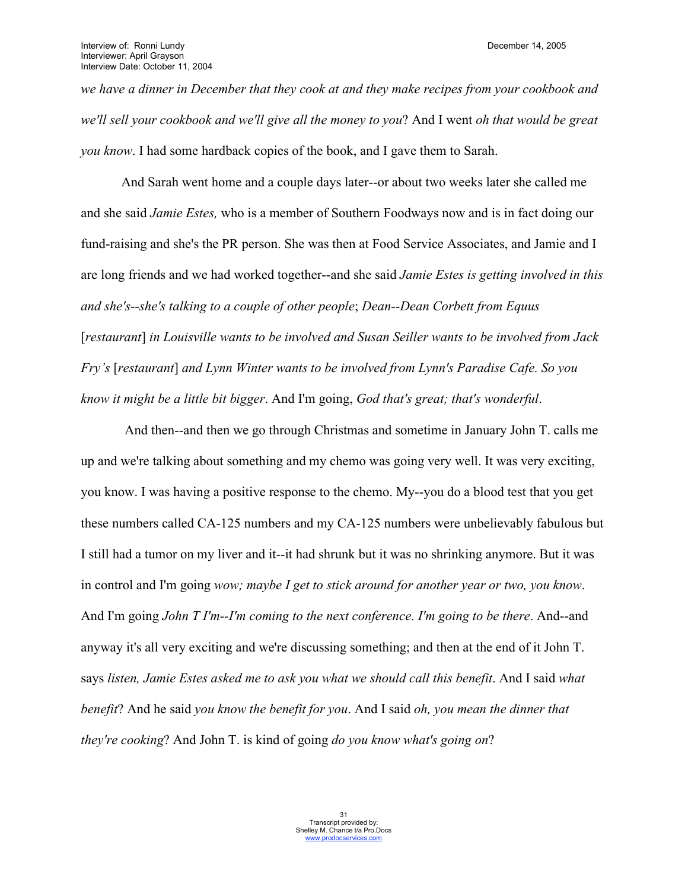*we have a dinner in December that they cook at and they make recipes from your cookbook and we'll sell your cookbook and we'll give all the money to you*? And I went *oh that would be great you know*. I had some hardback copies of the book, and I gave them to Sarah.

And Sarah went home and a couple days later--or about two weeks later she called me and she said *Jamie Estes,* who is a member of Southern Foodways now and is in fact doing our fund-raising and she's the PR person. She was then at Food Service Associates, and Jamie and I are long friends and we had worked together--and she said *Jamie Estes is getting involved in this and she's--she's talking to a couple of other people*; *Dean--Dean Corbett from Equus* [*restaurant*] *in Louisville wants to be involved and Susan Seiller wants to be involved from Jack Fry's* [*restaurant*] *and Lynn Winter wants to be involved from Lynn's Paradise Cafe. So you know it might be a little bit bigger*. And I'm going, *God that's great; that's wonderful*.

And then--and then we go through Christmas and sometime in January John T. calls me up and we're talking about something and my chemo was going very well. It was very exciting, you know. I was having a positive response to the chemo. My--you do a blood test that you get these numbers called CA-125 numbers and my CA-125 numbers were unbelievably fabulous but I still had a tumor on my liver and it--it had shrunk but it was no shrinking anymore. But it was in control and I'm going *wow; maybe I get to stick around for another year or two, you know*. And I'm going *John T I'm--I'm coming to the next conference. I'm going to be there*. And--and anyway it's all very exciting and we're discussing something; and then at the end of it John T. says *listen, Jamie Estes asked me to ask you what we should call this benefit*. And I said *what benefit*? And he said *you know the benefit for you*. And I said *oh, you mean the dinner that they're cooking*? And John T. is kind of going *do you know what's going on*?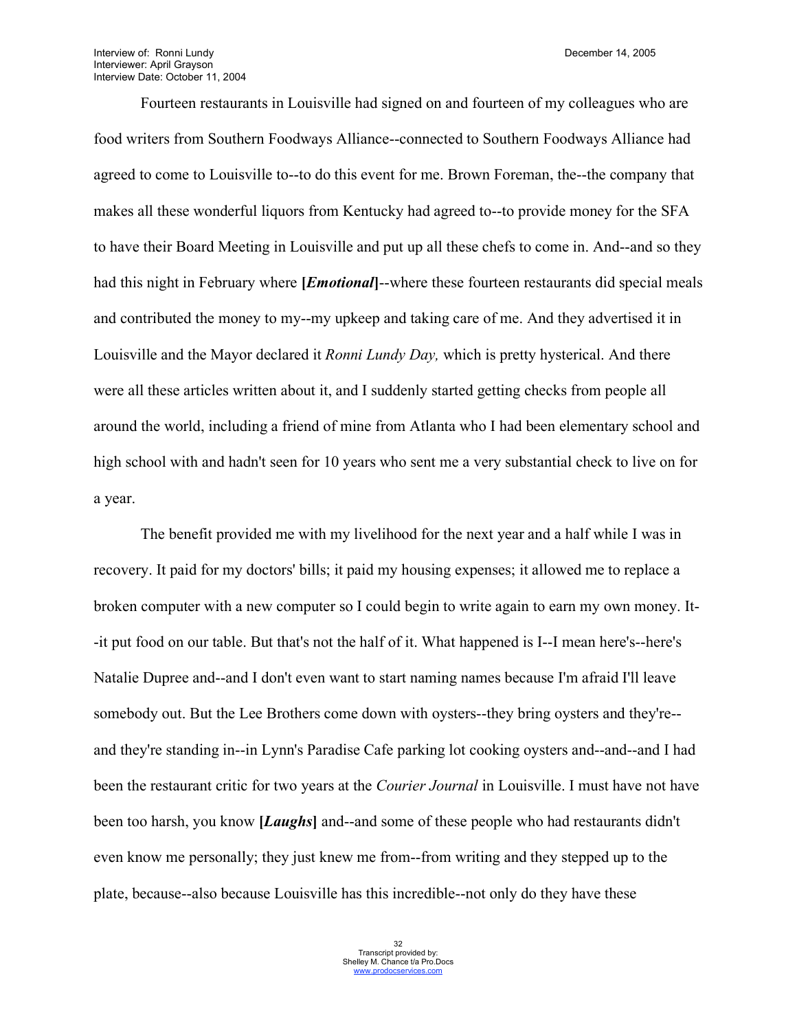Fourteen restaurants in Louisville had signed on and fourteen of my colleagues who are food writers from Southern Foodways Alliance--connected to Southern Foodways Alliance had agreed to come to Louisville to--to do this event for me. Brown Foreman, the--the company that makes all these wonderful liquors from Kentucky had agreed to--to provide money for the SFA to have their Board Meeting in Louisville and put up all these chefs to come in. And--and so they had this night in February where **[*Emotional*]**--where these fourteen restaurants did special meals and contributed the money to my--my upkeep and taking care of me. And they advertised it in Louisville and the Mayor declared it *Ronni Lundy Day,* which is pretty hysterical. And there were all these articles written about it, and I suddenly started getting checks from people all around the world, including a friend of mine from Atlanta who I had been elementary school and high school with and hadn't seen for 10 years who sent me a very substantial check to live on for a year.

The benefit provided me with my livelihood for the next year and a half while I was in recovery. It paid for my doctors' bills; it paid my housing expenses; it allowed me to replace a broken computer with a new computer so I could begin to write again to earn my own money. It--it put food on our table. But that's not the half of it. What happened is I--I mean here's--here's Natalie Dupree and--and I don't even want to start naming names because I'm afraid I'll leave somebody out. But the Lee Brothers come down with oysters--they bring oysters and they're--and they're standing in--in Lynn's Paradise Cafe parking lot cooking oysters and--and--and I had been the restaurant critic for two years at the *Courier Journal* in Louisville. I must have not have been too harsh, you know **[*Laughs*]** and--and some of these people who had restaurants didn't even know me personally; they just knew me from--from writing and they stepped up to the plate, because--also because Louisville has this incredible--not only do they have these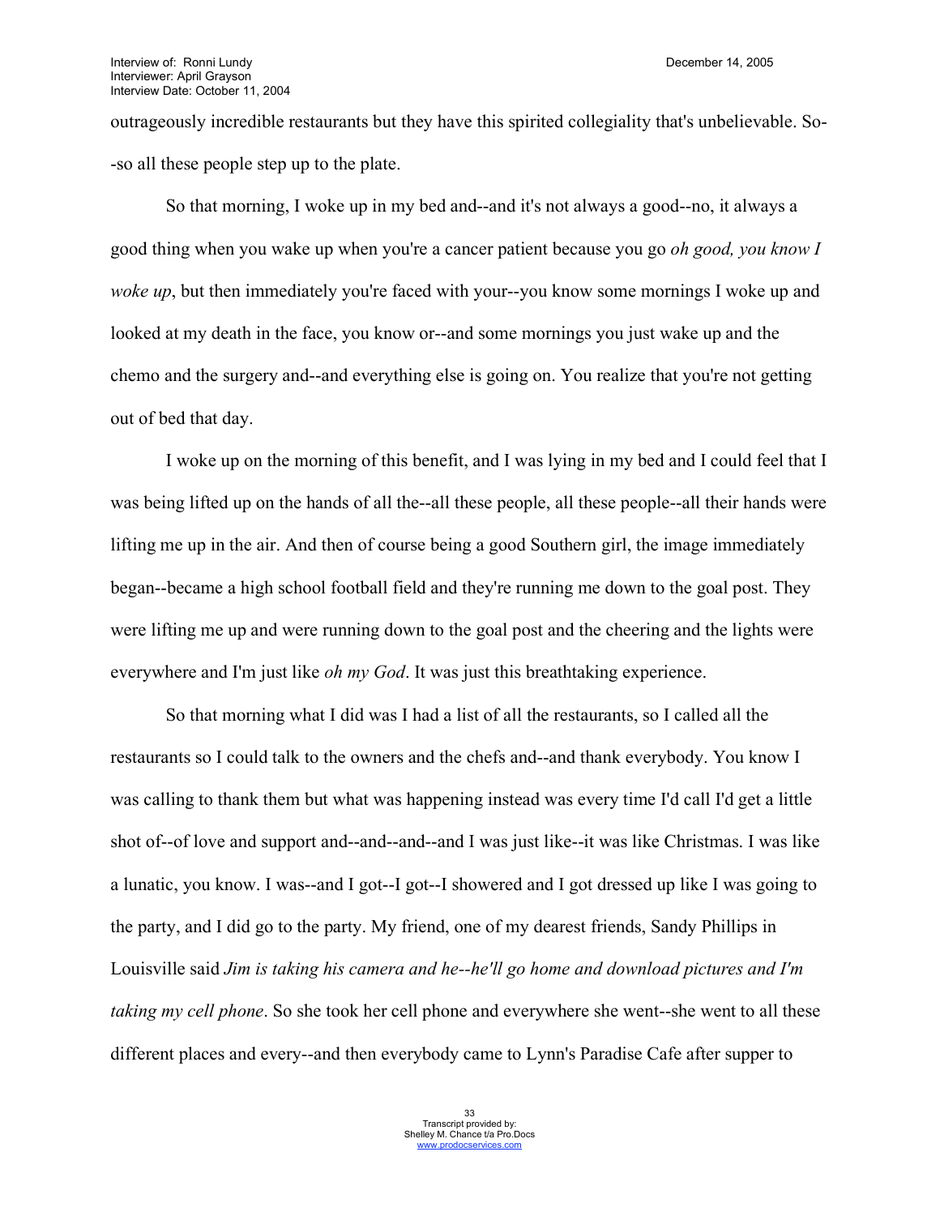outrageously incredible restaurants but they have this spirited collegiality that's unbelievable. So--so all these people step up to the plate.

So that morning, I woke up in my bed and--and it's not always a good--no, it always a good thing when you wake up when you're a cancer patient because you go *oh good, you know I woke up*, but then immediately you're faced with your--you know some mornings I woke up and looked at my death in the face, you know or--and some mornings you just wake up and the chemo and the surgery and--and everything else is going on. You realize that you're not getting out of bed that day.

I woke up on the morning of this benefit, and I was lying in my bed and I could feel that I was being lifted up on the hands of all the--all these people, all these people--all their hands were lifting me up in the air. And then of course being a good Southern girl, the image immediately began--became a high school football field and they're running me down to the goal post. They were lifting me up and were running down to the goal post and the cheering and the lights were everywhere and I'm just like *oh my God*. It was just this breathtaking experience.

So that morning what I did was I had a list of all the restaurants, so I called all the restaurants so I could talk to the owners and the chefs and--and thank everybody. You know I was calling to thank them but what was happening instead was every time I'd call I'd get a little shot of--of love and support and--and--and--and I was just like--it was like Christmas. I was like a lunatic, you know. I was--and I got--I got--I showered and I got dressed up like I was going to the party, and I did go to the party. My friend, one of my dearest friends, Sandy Phillips in Louisville said *Jim is taking his camera and he--he'll go home and download pictures and I'm taking my cell phone*. So she took her cell phone and everywhere she went--she went to all these different places and every--and then everybody came to Lynn's Paradise Cafe after supper to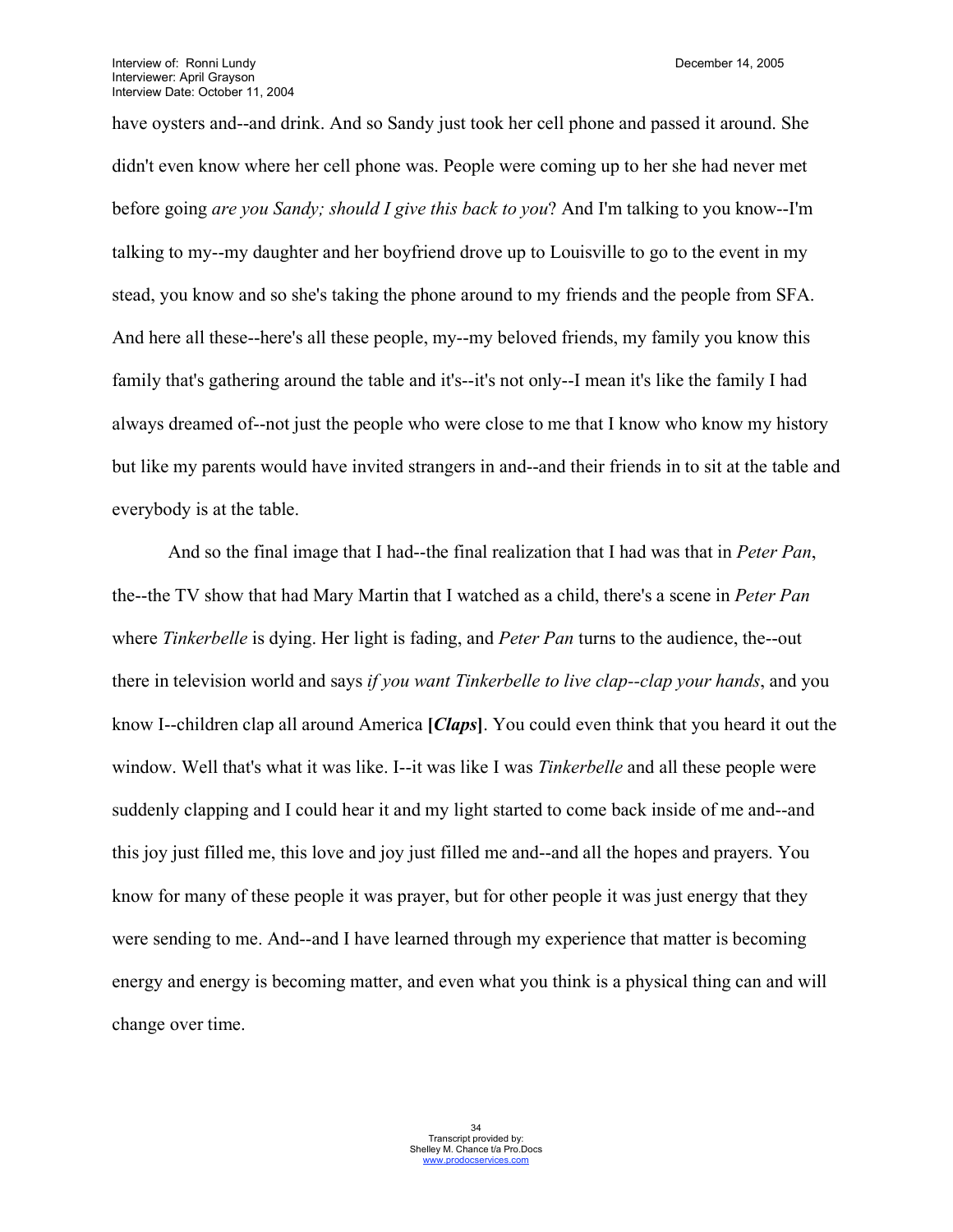have oysters and--and drink. And so Sandy just took her cell phone and passed it around. She didn't even know where her cell phone was. People were coming up to her she had never met before going *are you Sandy; should I give this back to you*? And I'm talking to you know--I'm talking to my--my daughter and her boyfriend drove up to Louisville to go to the event in my stead, you know and so she's taking the phone around to my friends and the people from SFA. And here all these--here's all these people, my--my beloved friends, my family you know this family that's gathering around the table and it's--it's not only--I mean it's like the family I had always dreamed of--not just the people who were close to me that I know who know my history but like my parents would have invited strangers in and--and their friends in to sit at the table and everybody is at the table.

And so the final image that I had--the final realization that I had was that in *Peter Pan*, the--the TV show that had Mary Martin that I watched as a child, there's a scene in *Peter Pan* where *Tinkerbelle* is dying. Her light is fading, and *Peter Pan* turns to the audience, the--out there in television world and says *if you want Tinkerbelle to live clap--clap your hands*, and you know I--children clap all around America **[*Claps*]**. You could even think that you heard it out the window. Well that's what it was like. I--it was like I was *Tinkerbelle* and all these people were suddenly clapping and I could hear it and my light started to come back inside of me and--and this joy just filled me, this love and joy just filled me and--and all the hopes and prayers. You know for many of these people it was prayer, but for other people it was just energy that they were sending to me. And--and I have learned through my experience that matter is becoming energy and energy is becoming matter, and even what you think is a physical thing can and will change over time.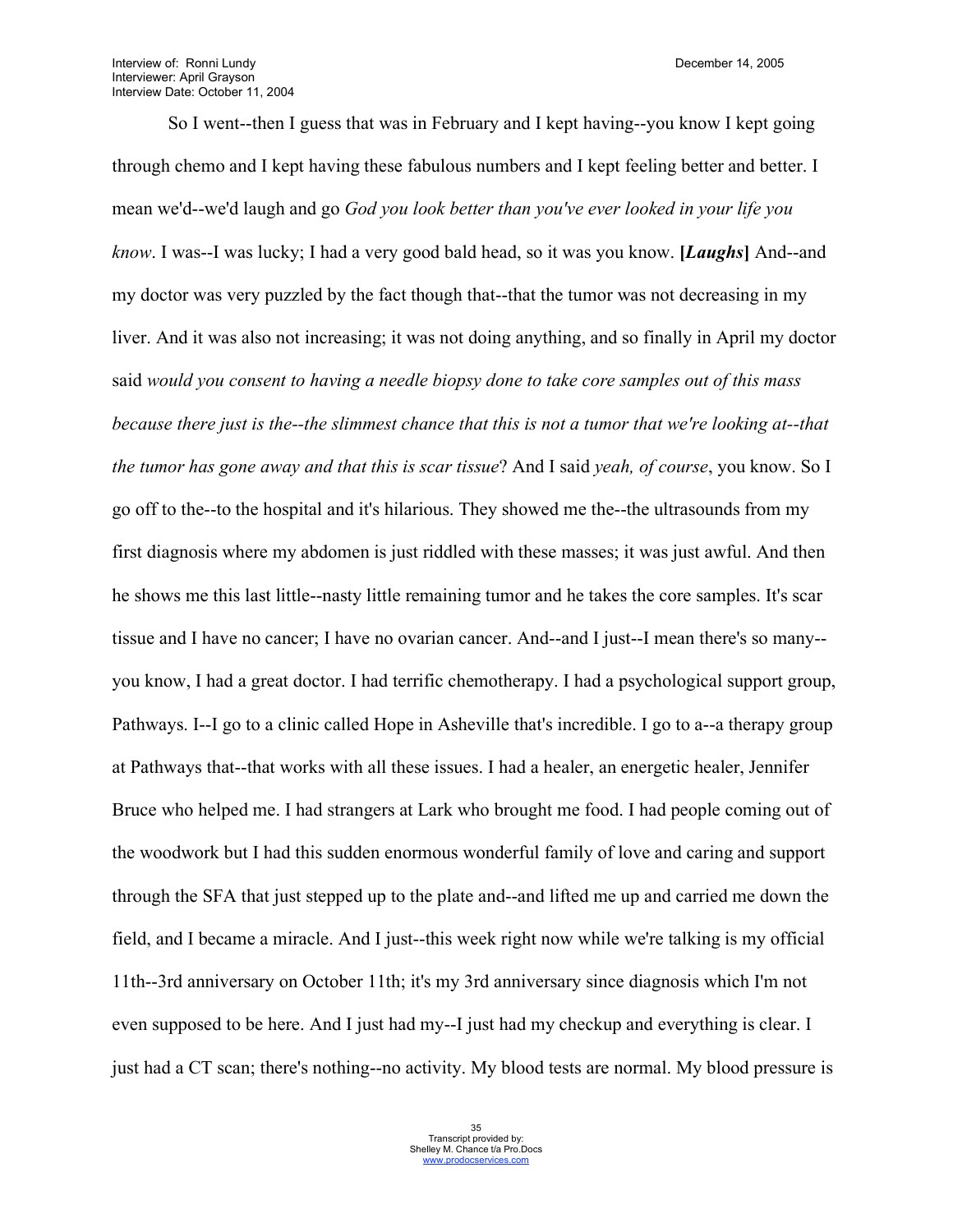So I went--then I guess that was in February and I kept having--you know I kept going through chemo and I kept having these fabulous numbers and I kept feeling better and better. I mean we'd--we'd laugh and go *God you look better than you've ever looked in your life you know*. I was--I was lucky; I had a very good bald head, so it was you know. **[*Laughs*]** And--and my doctor was very puzzled by the fact though that--that the tumor was not decreasing in my liver. And it was also not increasing; it was not doing anything, and so finally in April my doctor said *would you consent to having a needle biopsy done to take core samples out of this mass because there just is the--the slimmest chance that this is not a tumor that we're looking at--that the tumor has gone away and that this is scar tissue*? And I said *yeah, of course*, you know. So I go off to the--to the hospital and it's hilarious. They showed me the--the ultrasounds from my first diagnosis where my abdomen is just riddled with these masses; it was just awful. And then he shows me this last little--nasty little remaining tumor and he takes the core samples. It's scar tissue and I have no cancer; I have no ovarian cancer. And--and I just--I mean there's so many--you know, I had a great doctor. I had terrific chemotherapy. I had a psychological support group, Pathways. I--I go to a clinic called Hope in Asheville that's incredible. I go to a--a therapy group at Pathways that--that works with all these issues. I had a healer, an energetic healer, Jennifer Bruce who helped me. I had strangers at Lark who brought me food. I had people coming out of the woodwork but I had this sudden enormous wonderful family of love and caring and support through the SFA that just stepped up to the plate and--and lifted me up and carried me down the field, and I became a miracle. And I just--this week right now while we're talking is my official 11th--3rd anniversary on October 11th; it's my 3rd anniversary since diagnosis which I'm not even supposed to be here. And I just had my--I just had my checkup and everything is clear. I just had a CT scan; there's nothing--no activity. My blood tests are normal. My blood pressure is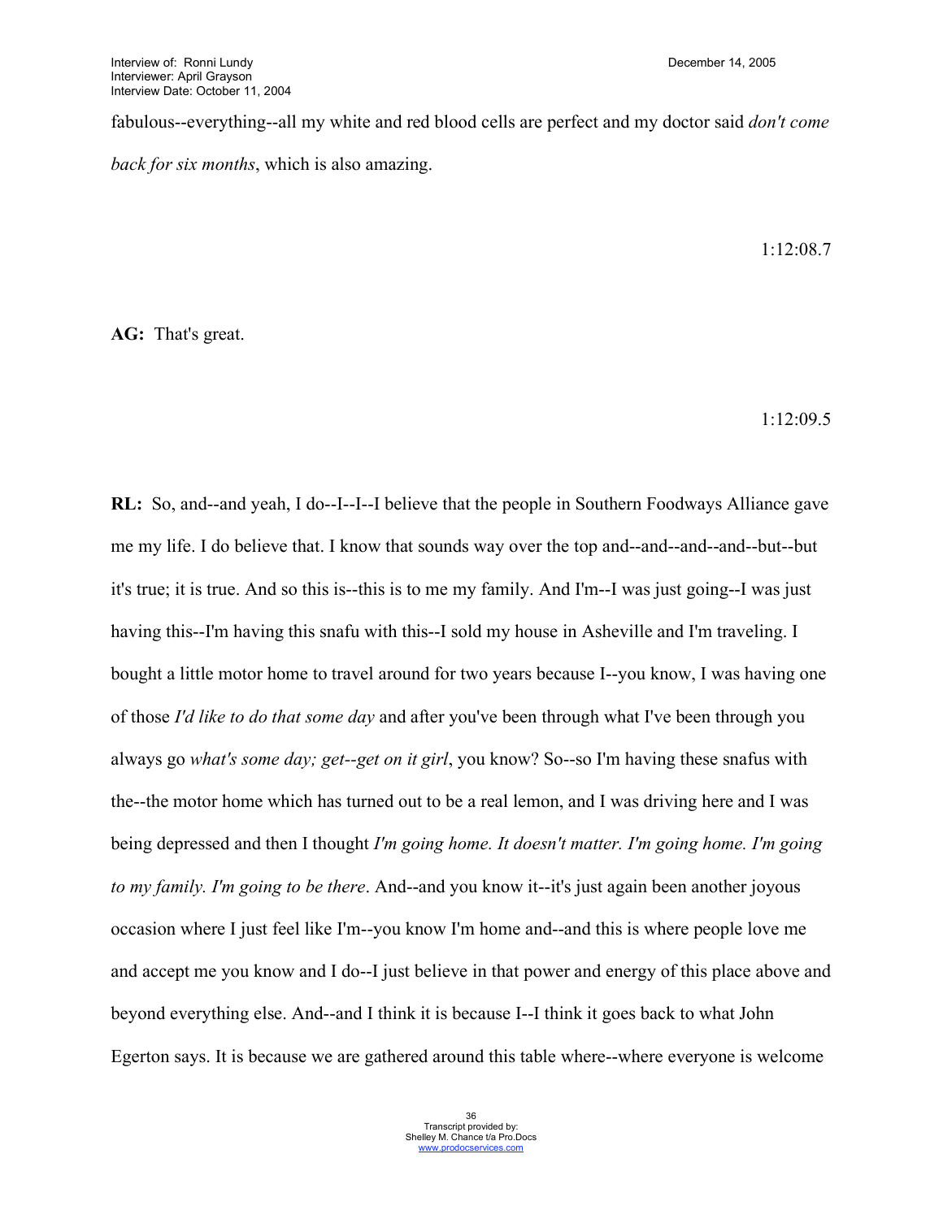fabulous--everything--all my white and red blood cells are perfect and my doctor said *don't come back for six months*, which is also amazing.

1:12:08.7

**AG:** That's great.

1:12:09.5

**RL:** So, and--and yeah, I do--I--I--I believe that the people in Southern Foodways Alliance gave me my life. I do believe that. I know that sounds way over the top and--and--and--and--but--but it's true; it is true. And so this is--this is to me my family. And I'm--I was just going--I was just having this--I'm having this snafu with this--I sold my house in Asheville and I'm traveling. I bought a little motor home to travel around for two years because I--you know, I was having one of those *I'd like to do that some day* and after you've been through what I've been through you always go *what's some day; get--get on it girl*, you know? So--so I'm having these snafus with the--the motor home which has turned out to be a real lemon, and I was driving here and I was being depressed and then I thought *I'm going home. It doesn't matter. I'm going home. I'm going to my family. I'm going to be there*. And--and you know it--it's just again been another joyous occasion where I just feel like I'm--you know I'm home and--and this is where people love me and accept me you know and I do--I just believe in that power and energy of this place above and beyond everything else. And--and I think it is because I--I think it goes back to what John Egerton says. It is because we are gathered around this table where--where everyone is welcome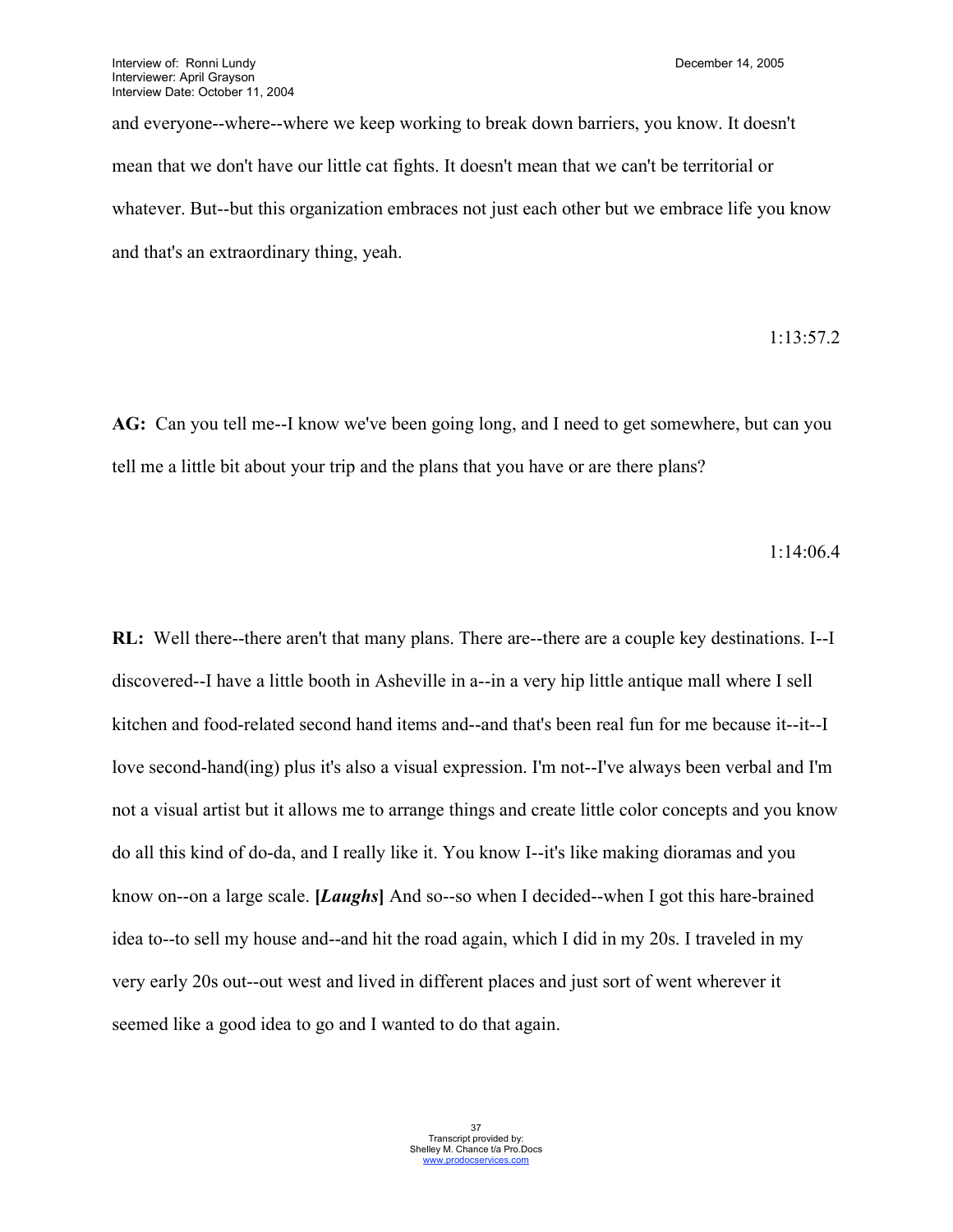and everyone--where--where we keep working to break down barriers, you know. It doesn't mean that we don't have our little cat fights. It doesn't mean that we can't be territorial or whatever. But--but this organization embraces not just each other but we embrace life you know and that's an extraordinary thing, yeah.

1:13:57.2

**AG:** Can you tell me--I know we've been going long, and I need to get somewhere, but can you tell me a little bit about your trip and the plans that you have or are there plans?

1:14:06.4

**RL:** Well there--there aren't that many plans. There are--there are a couple key destinations. I--I discovered--I have a little booth in Asheville in a--in a very hip little antique mall where I sell kitchen and food-related second hand items and--and that's been real fun for me because it--it--I love second-hand(ing) plus it's also a visual expression. I'm not--I've always been verbal and I'm not a visual artist but it allows me to arrange things and create little color concepts and you know do all this kind of do-da, and I really like it. You know I--it's like making dioramas and you know on--on a large scale. **[*Laughs*]** And so--so when I decided--when I got this hare-brained idea to--to sell my house and--and hit the road again, which I did in my 20s. I traveled in my very early 20s out--out west and lived in different places and just sort of went wherever it seemed like a good idea to go and I wanted to do that again.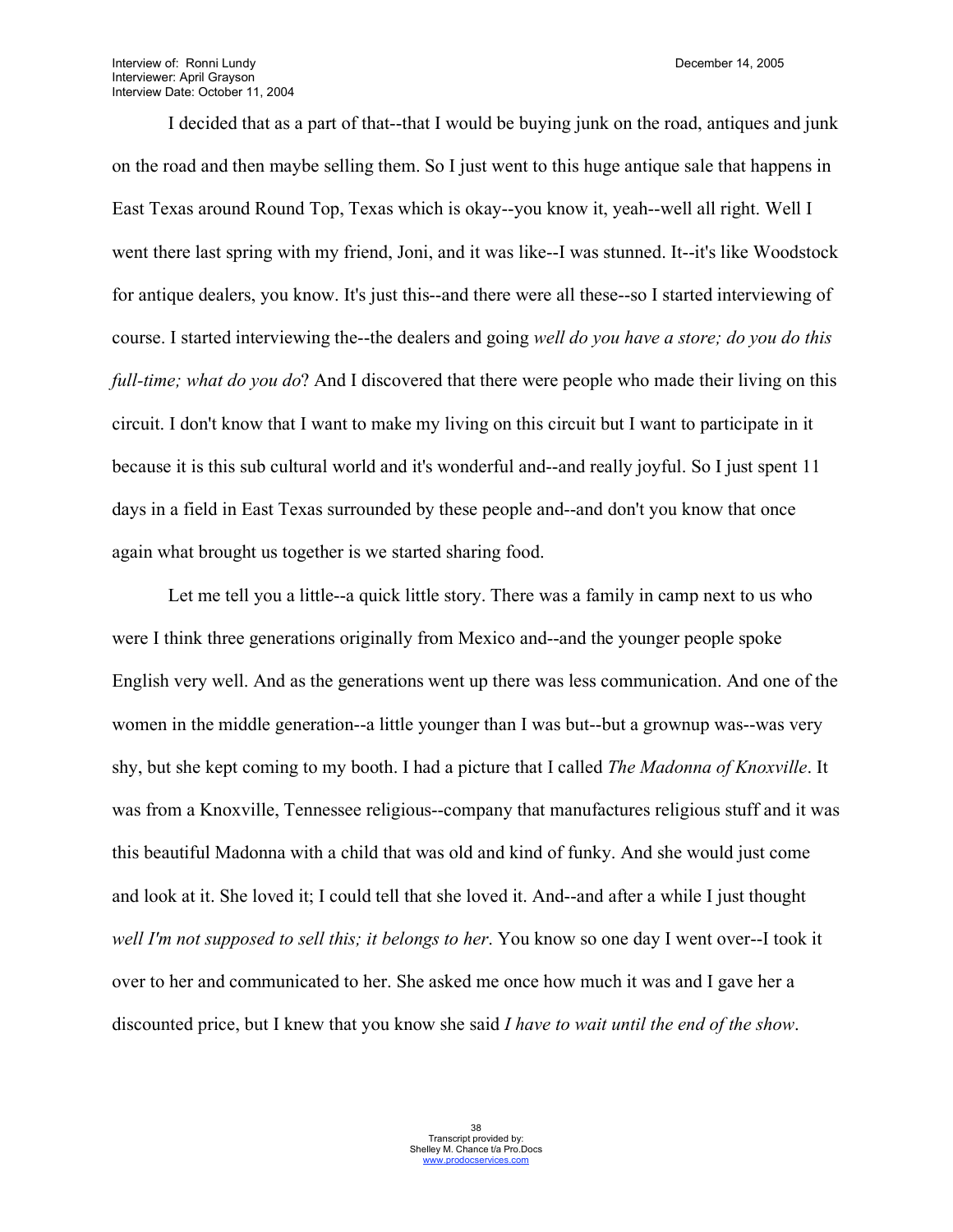I decided that as a part of that--that I would be buying junk on the road, antiques and junk on the road and then maybe selling them. So I just went to this huge antique sale that happens in East Texas around Round Top, Texas which is okay--you know it, yeah--well all right. Well I went there last spring with my friend, Joni, and it was like--I was stunned. It--it's like Woodstock for antique dealers, you know. It's just this--and there were all these--so I started interviewing of course. I started interviewing the--the dealers and going *well do you have a store; do you do this full-time; what do you do*? And I discovered that there were people who made their living on this circuit. I don't know that I want to make my living on this circuit but I want to participate in it because it is this sub cultural world and it's wonderful and--and really joyful. So I just spent 11 days in a field in East Texas surrounded by these people and--and don't you know that once again what brought us together is we started sharing food.

Let me tell you a little--a quick little story. There was a family in camp next to us who were I think three generations originally from Mexico and--and the younger people spoke English very well. And as the generations went up there was less communication. And one of the women in the middle generation--a little younger than I was but--but a grownup was--was very shy, but she kept coming to my booth. I had a picture that I called *The Madonna of Knoxville*. It was from a Knoxville, Tennessee religious--company that manufactures religious stuff and it was this beautiful Madonna with a child that was old and kind of funky. And she would just come and look at it. She loved it; I could tell that she loved it. And--and after a while I just thought *well I'm not supposed to sell this; it belongs to her*. You know so one day I went over--I took it over to her and communicated to her. She asked me once how much it was and I gave her a discounted price, but I knew that you know she said *I have to wait until the end of the show*.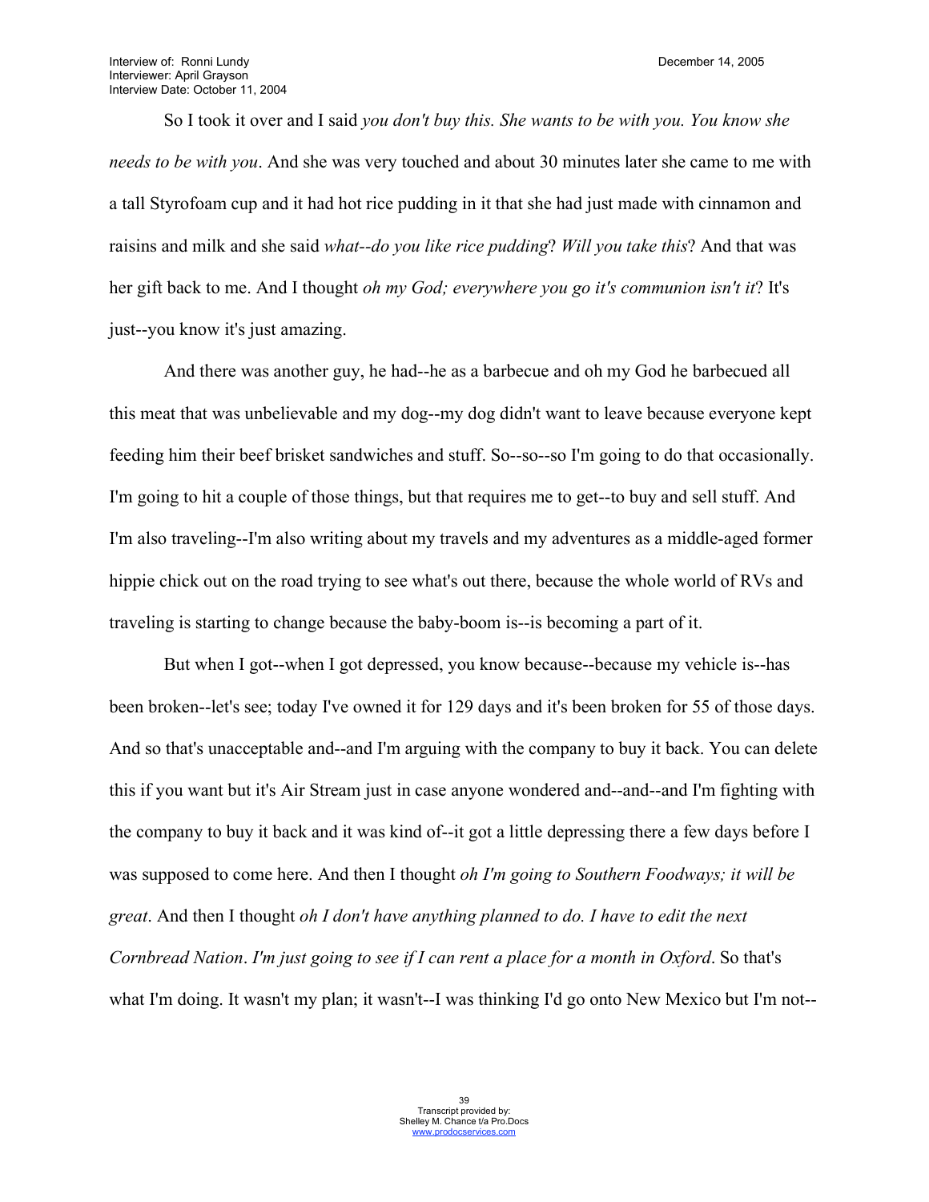So I took it over and I said *you don't buy this. She wants to be with you. You know she needs to be with you*. And she was very touched and about 30 minutes later she came to me with a tall Styrofoam cup and it had hot rice pudding in it that she had just made with cinnamon and raisins and milk and she said *what--do you like rice pudding*? *Will you take this*? And that was her gift back to me. And I thought *oh my God; everywhere you go it's communion isn't it*? It's just--you know it's just amazing.

And there was another guy, he had--he as a barbecue and oh my God he barbecued all this meat that was unbelievable and my dog--my dog didn't want to leave because everyone kept feeding him their beef brisket sandwiches and stuff. So--so--so I'm going to do that occasionally. I'm going to hit a couple of those things, but that requires me to get--to buy and sell stuff. And I'm also traveling--I'm also writing about my travels and my adventures as a middle-aged former hippie chick out on the road trying to see what's out there, because the whole world of RVs and traveling is starting to change because the baby-boom is--is becoming a part of it.

But when I got--when I got depressed, you know because--because my vehicle is--has been broken--let's see; today I've owned it for 129 days and it's been broken for 55 of those days. And so that's unacceptable and--and I'm arguing with the company to buy it back. You can delete this if you want but it's Air Stream just in case anyone wondered and--and--and I'm fighting with the company to buy it back and it was kind of--it got a little depressing there a few days before I was supposed to come here. And then I thought *oh I'm going to Southern Foodways; it will be great*. And then I thought *oh I don't have anything planned to do. I have to edit the next Cornbread Nation*. *I'm just going to see if I can rent a place for a month in Oxford*. So that's what I'm doing. It wasn't my plan; it wasn't--I was thinking I'd go onto New Mexico but I'm not--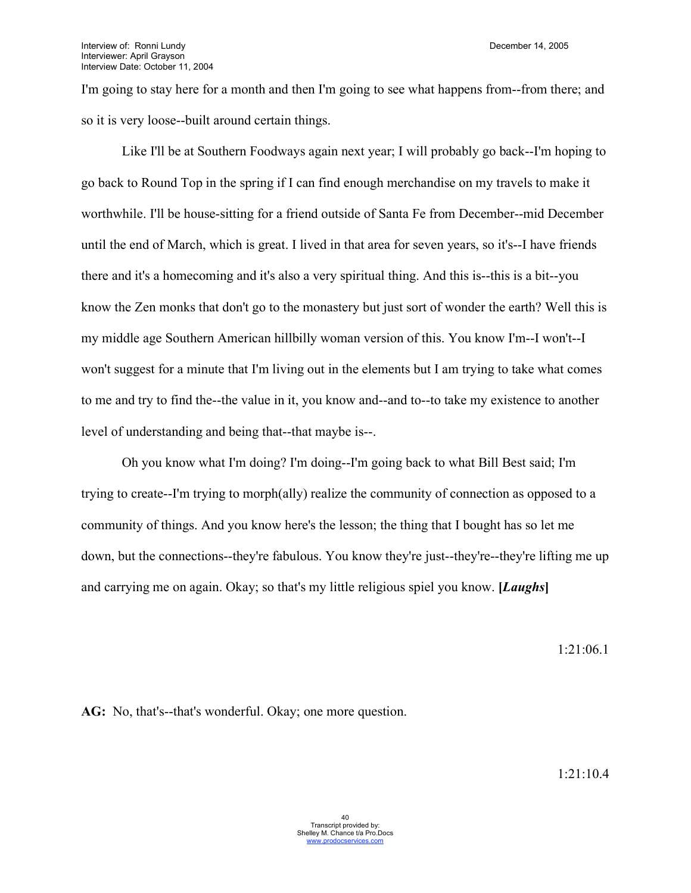I'm going to stay here for a month and then I'm going to see what happens from--from there; and so it is very loose--built around certain things.

Like I'll be at Southern Foodways again next year; I will probably go back--I'm hoping to go back to Round Top in the spring if I can find enough merchandise on my travels to make it worthwhile. I'll be house-sitting for a friend outside of Santa Fe from December--mid December until the end of March, which is great. I lived in that area for seven years, so it's--I have friends there and it's a homecoming and it's also a very spiritual thing. And this is--this is a bit--you know the Zen monks that don't go to the monastery but just sort of wonder the earth? Well this is my middle age Southern American hillbilly woman version of this. You know I'm--I won't--I won't suggest for a minute that I'm living out in the elements but I am trying to take what comes to me and try to find the--the value in it, you know and--and to--to take my existence to another level of understanding and being that--that maybe is--.

Oh you know what I'm doing? I'm doing--I'm going back to what Bill Best said; I'm trying to create--I'm trying to morph(ally) realize the community of connection as opposed to a community of things. And you know here's the lesson; the thing that I bought has so let me down, but the connections--they're fabulous. You know they're just--they're--they're lifting me up and carrying me on again. Okay; so that's my little religious spiel you know. **[*Laughs*]**

1:21:06.1

**AG:** No, that's--that's wonderful. Okay; one more question.

1:21:10.4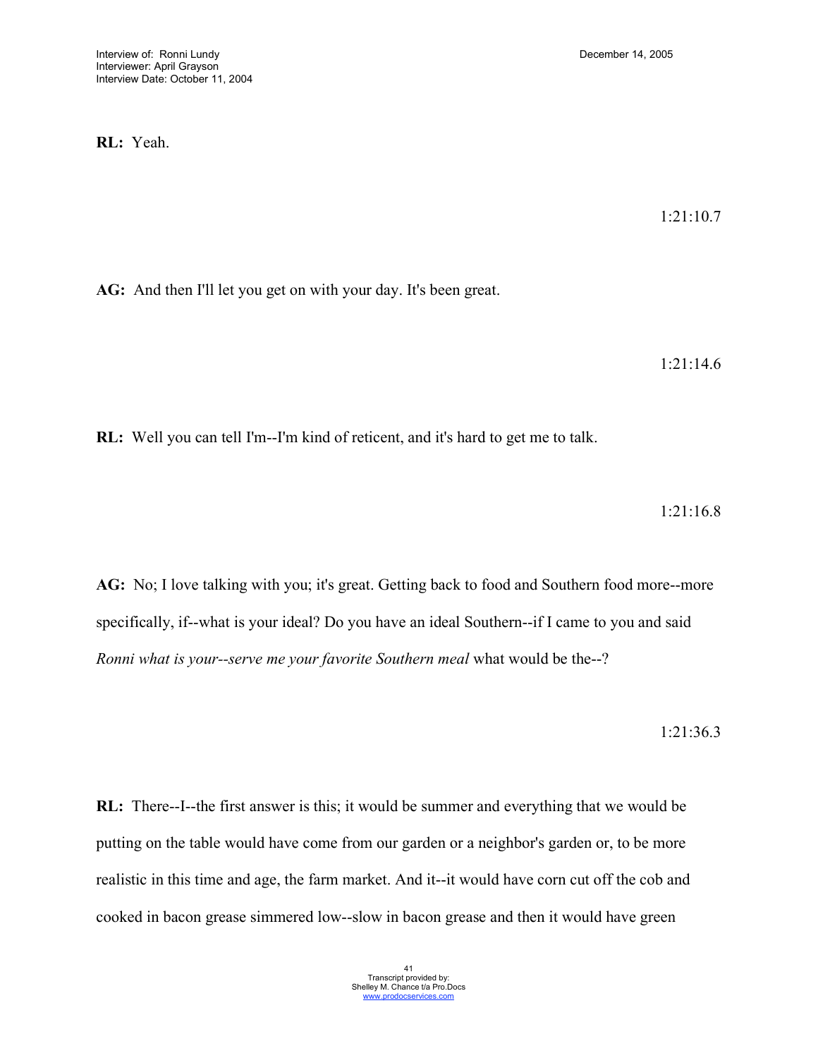**RL:** Yeah.

1:21:10.7

**AG:** And then I'll let you get on with your day. It's been great.

1:21:14.6

**RL:** Well you can tell I'm--I'm kind of reticent, and it's hard to get me to talk.

1:21:16.8

**AG:** No; I love talking with you; it's great. Getting back to food and Southern food more--more specifically, if--what is your ideal? Do you have an ideal Southern--if I came to you and said *Ronni what is your--serve me your favorite Southern meal* what would be the--?

1:21:36.3

**RL:** There--I--the first answer is this; it would be summer and everything that we would be putting on the table would have come from our garden or a neighbor's garden or, to be more realistic in this time and age, the farm market. And it--it would have corn cut off the cob and cooked in bacon grease simmered low--slow in bacon grease and then it would have green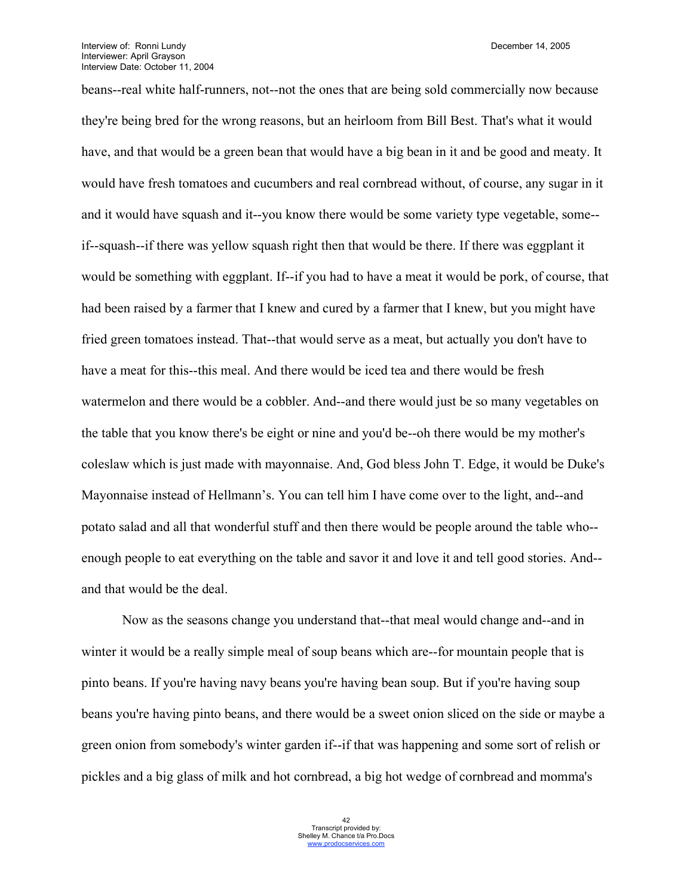beans--real white half-runners, not--not the ones that are being sold commercially now because they're being bred for the wrong reasons, but an heirloom from Bill Best. That's what it would have, and that would be a green bean that would have a big bean in it and be good and meaty. It would have fresh tomatoes and cucumbers and real cornbread without, of course, any sugar in it and it would have squash and it--you know there would be some variety type vegetable, some--if--squash--if there was yellow squash right then that would be there. If there was eggplant it would be something with eggplant. If--if you had to have a meat it would be pork, of course, that had been raised by a farmer that I knew and cured by a farmer that I knew, but you might have fried green tomatoes instead. That--that would serve as a meat, but actually you don't have to have a meat for this--this meal. And there would be iced tea and there would be fresh watermelon and there would be a cobbler. And--and there would just be so many vegetables on the table that you know there's be eight or nine and you'd be--oh there would be my mother's coleslaw which is just made with mayonnaise. And, God bless John T. Edge, it would be Duke's Mayonnaise instead of Hellmann's. You can tell him I have come over to the light, and--and potato salad and all that wonderful stuff and then there would be people around the table who--enough people to eat everything on the table and savor it and love it and tell good stories. And--and that would be the deal.

Now as the seasons change you understand that--that meal would change and--and in winter it would be a really simple meal of soup beans which are--for mountain people that is pinto beans. If you're having navy beans you're having bean soup. But if you're having soup beans you're having pinto beans, and there would be a sweet onion sliced on the side or maybe a green onion from somebody's winter garden if--if that was happening and some sort of relish or pickles and a big glass of milk and hot cornbread, a big hot wedge of cornbread and momma's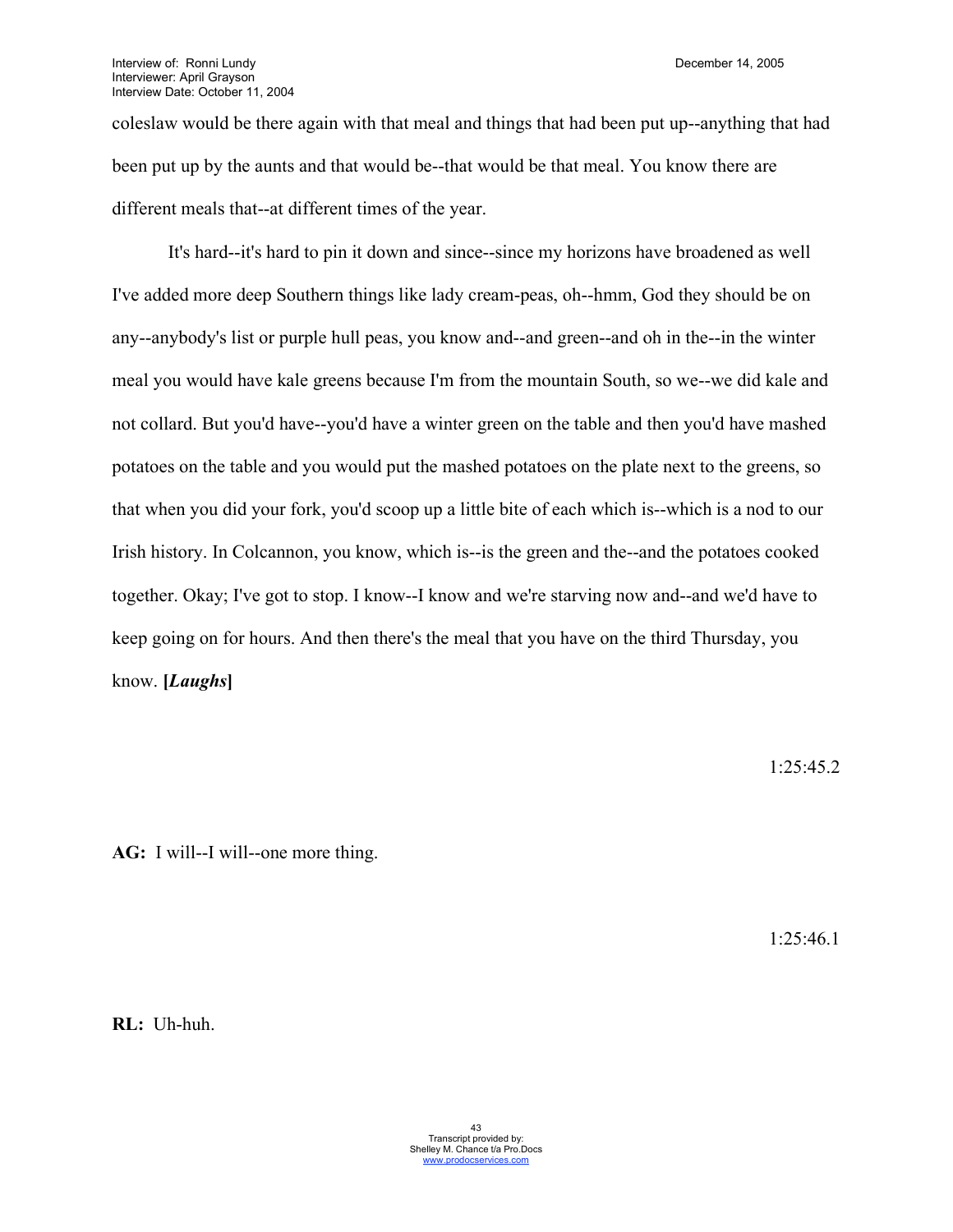coleslaw would be there again with that meal and things that had been put up--anything that had been put up by the aunts and that would be--that would be that meal. You know there are different meals that--at different times of the year.

It's hard--it's hard to pin it down and since--since my horizons have broadened as well I've added more deep Southern things like lady cream-peas, oh--hmm, God they should be on any--anybody's list or purple hull peas, you know and--and green--and oh in the--in the winter meal you would have kale greens because I'm from the mountain South, so we--we did kale and not collard. But you'd have--you'd have a winter green on the table and then you'd have mashed potatoes on the table and you would put the mashed potatoes on the plate next to the greens, so that when you did your fork, you'd scoop up a little bite of each which is--which is a nod to our Irish history. In Colcannon, you know, which is--is the green and the--and the potatoes cooked together. Okay; I've got to stop. I know--I know and we're starving now and--and we'd have to keep going on for hours. And then there's the meal that you have on the third Thursday, you know. **[*Laughs*]**

1:25:45.2

**AG:** I will--I will--one more thing.

1:25:46.1

**RL:** Uh-huh.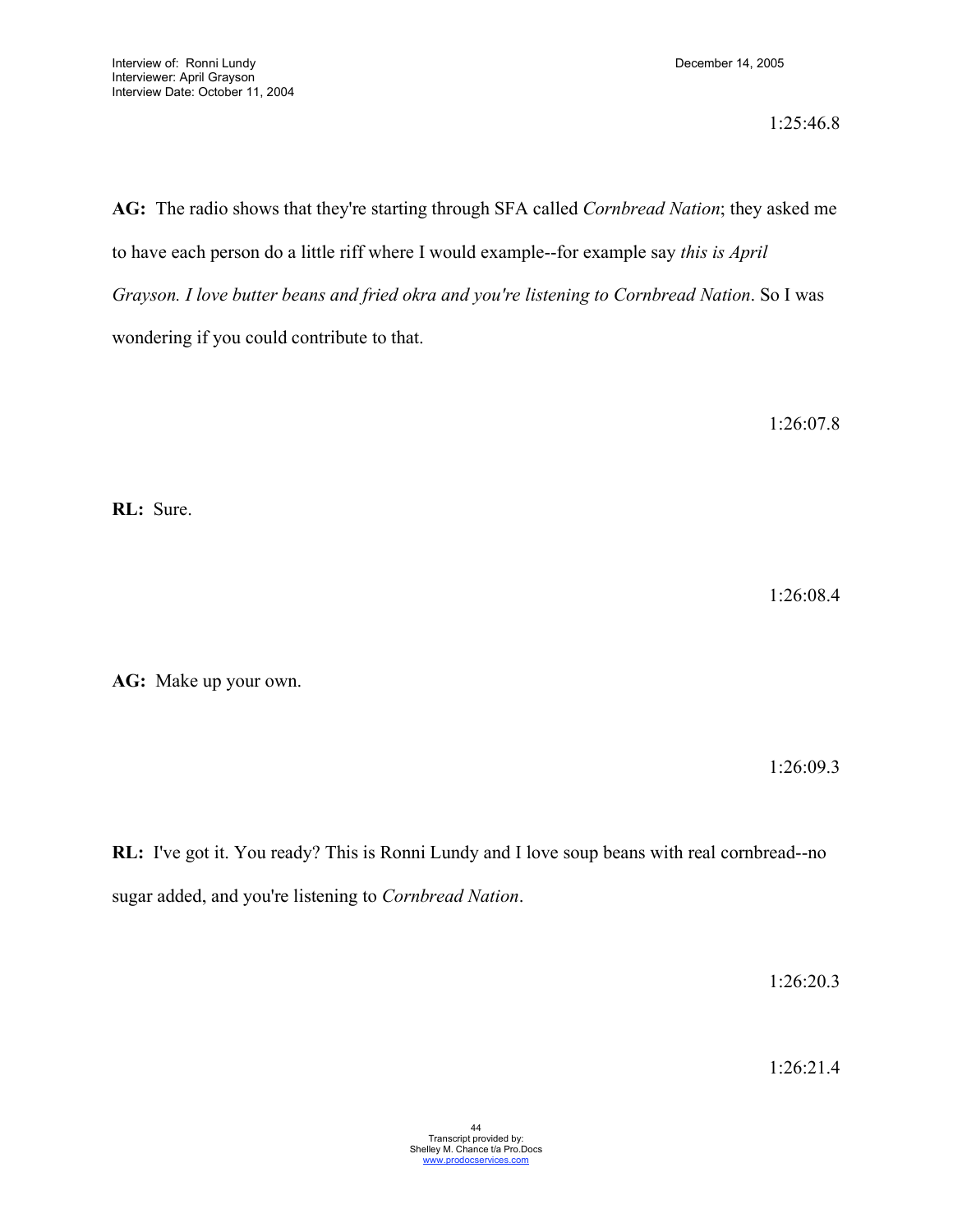1:25:46.8

**AG:** The radio shows that they're starting through SFA called *Cornbread Nation*; they asked me to have each person do a little riff where I would example--for example say *this is April Grayson. I love butter beans and fried okra and you're listening to Cornbread Nation*. So I was wondering if you could contribute to that.

1:26:07.8

**RL:** Sure.

1:26:08.4

**AG:** Make up your own.

1:26:09.3

**RL:** I've got it. You ready? This is Ronni Lundy and I love soup beans with real cornbread--no sugar added, and you're listening to *Cornbread Nation*.

1:26:20.3

1:26:21.4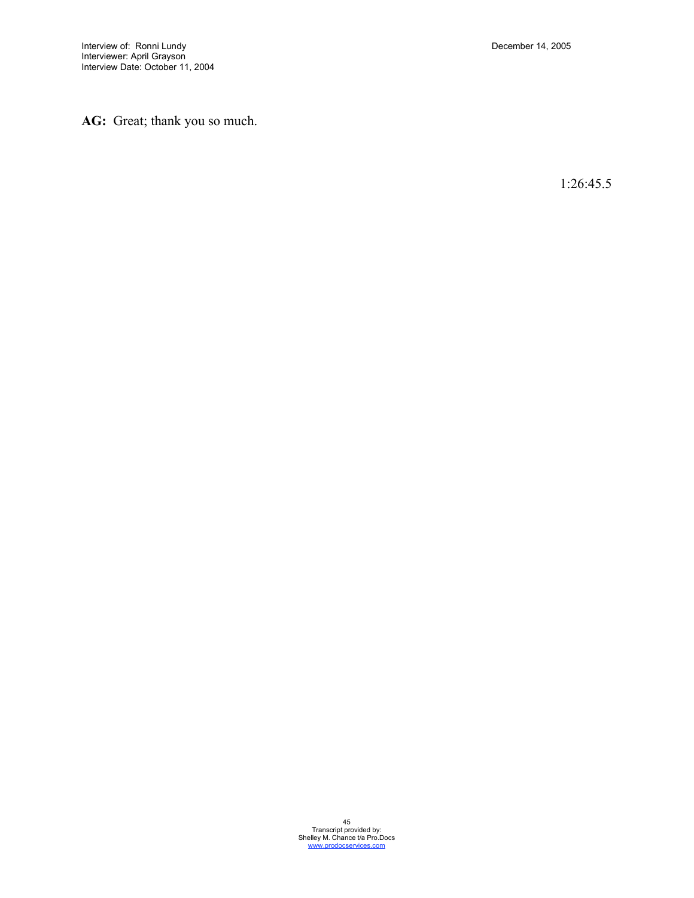**AG:** Great; thank you so much.

1:26:45.5